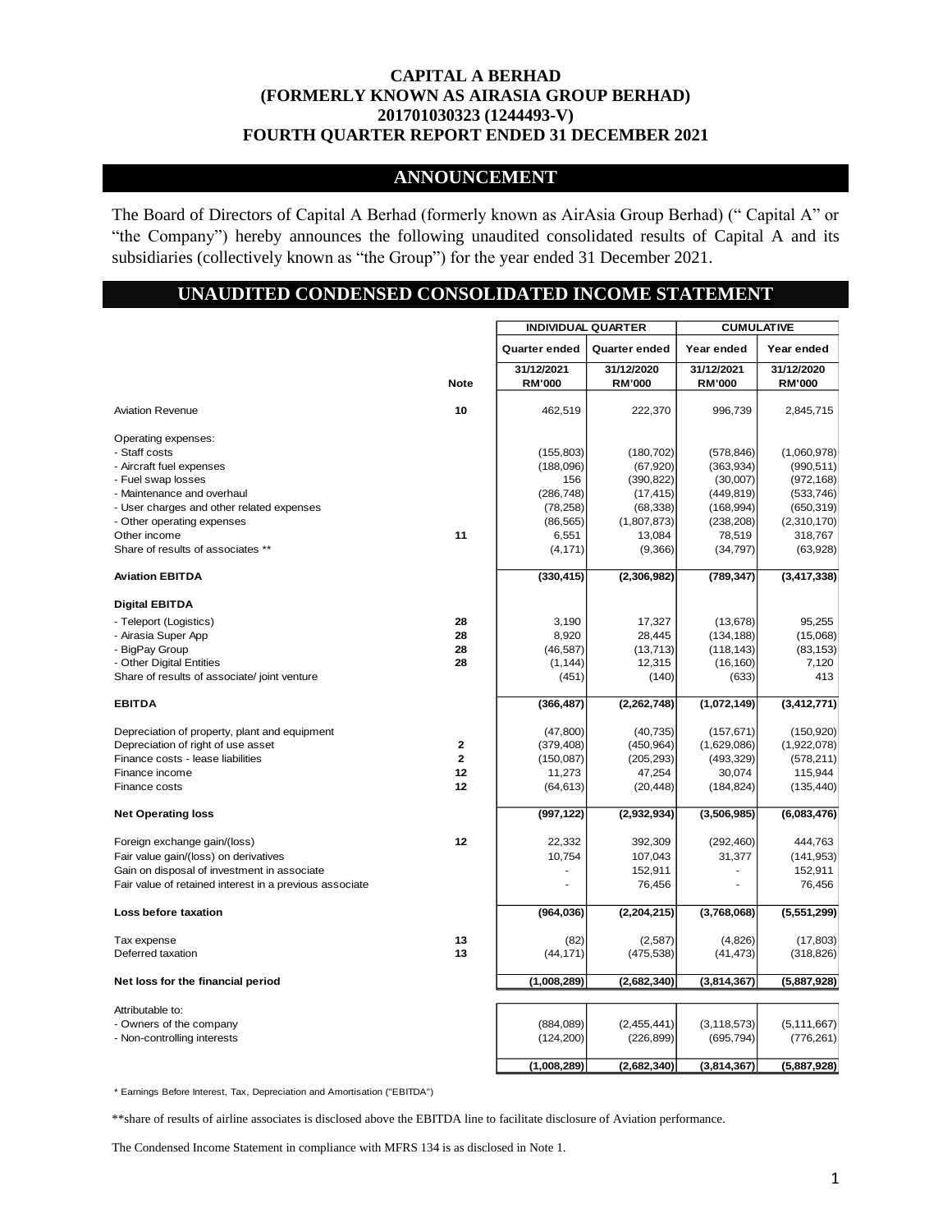# CAPITAL A BERHAD
# (FORMERLY KNOWN AS AIRASIA GROUP BERHAD)
# 201701030323 (1244493-V)
# FOURTH QUARTER REPORT ENDED 31 DECEMBER 2021

## ANNOUNCEMENT

The Board of Directors of Capital A Berhad (formerly known as AirAsia Group Berhad) (" Capital A" or "the Company") hereby announces the following unaudited consolidated results of Capital A and its subsidiaries (collectively known as "the Group") for the year ended 31 December 2021.

## UNAUDITED CONDENSED CONSOLIDATED INCOME STATEMENT

| | | INDIVIDUAL QUARTER | | CUMULATIVE | |
|---|---|---|---|---|---|
| | | Quarter ended | Quarter ended | Year ended | Year ended |
| | Note | 31/12/2021 RM'000 | 31/12/2020 RM'000 | 31/12/2021 RM'000 | 31/12/2020 RM'000 |
| Aviation Revenue | 10 | 462,519 | 222,370 | 996,739 | 2,845,715 |
| Operating expenses: | | | | | |
| - Staff costs | | (155,803) | (180,702) | (578,846) | (1,060,978) |
| - Aircraft fuel expenses | | (188,096) | (67,920) | (363,934) | (990,511) |
| - Fuel swap losses | | 156 | (390,822) | (30,007) | (972,168) |
| - Maintenance and overhaul | | (286,748) | (17,415) | (449,819) | (533,746) |
| - User charges and other related expenses | | (78,258) | (68,338) | (168,994) | (650,319) |
| - Other operating expenses | | (86,565) | (1,807,873) | (238,208) | (2,310,170) |
| Other income | 11 | 6,551 | 13,084 | 78,519 | 318,767 |
| Share of results of associates ** | | (4,171) | (9,366) | (34,797) | (63,928) |
| **Aviation EBITDA** | | **(330,415)** | **(2,306,982)** | **(789,347)** | **(3,417,338)** |
| **Digital EBITDA** | | | | | |
| - Teleport (Logistics) | 28 | 3,190 | 17,327 | (13,678) | 95,255 |
| - Airasia Super App | 28 | 8,920 | 28,445 | (134,188) | (15,068) |
| - BigPay Group | 28 | (46,587) | (13,713) | (118,143) | (83,153) |
| - Other Digital Entities | 28 | (1,144) | 12,315 | (16,160) | 7,120 |
| Share of results of associate/ joint venture | | (451) | (140) | (633) | 413 |
| **EBITDA** | | **(366,487)** | **(2,262,748)** | **(1,072,149)** | **(3,412,771)** |
| Depreciation of property, plant and equipment | | (47,800) | (40,735) | (157,671) | (150,920) |
| Depreciation of right of use asset | 2 | (379,408) | (450,964) | (1,629,086) | (1,922,078) |
| Finance costs - lease liabilities | 2 | (150,087) | (205,293) | (493,329) | (578,211) |
| Finance income | 12 | 11,273 | 47,254 | 30,074 | 115,944 |
| Finance costs | 12 | (64,613) | (20,448) | (184,824) | (135,440) |
| **Net Operating loss** | | **(997,122)** | **(2,932,934)** | **(3,506,985)** | **(6,083,476)** |
| Foreign exchange gain/(loss) | 12 | 22,332 | 392,309 | (292,460) | 444,763 |
| Fair value gain/(loss) on derivatives | | 10,754 | 107,043 | 31,377 | (141,953) |
| Gain on disposal of investment in associate | | - | 152,911 | - | 152,911 |
| Fair value of retained interest in a previous associate | | - | 76,456 | - | 76,456 |
| **Loss before taxation** | | **(964,036)** | **(2,204,215)** | **(3,768,068)** | **(5,551,299)** |
| Tax expense | 13 | (82) | (2,587) | (4,826) | (17,803) |
| Deferred taxation | 13 | (44,171) | (475,538) | (41,473) | (318,826) |
| **Net loss for the financial period** | | **(1,008,289)** | **(2,682,340)** | **(3,814,367)** | **(5,887,928)** |
| Attributable to: | | | | | |
| - Owners of the company | | (884,089) | (2,455,441) | (3,118,573) | (5,111,667) |
| - Non-controlling interests | | (124,200) | (226,899) | (695,794) | (776,261) |
| | | **(1,008,289)** | **(2,682,340)** | **(3,814,367)** | **(5,887,928)** |

* Earnings Before Interest, Tax, Depreciation and Amortisation ("EBITDA")

**share of results of airline associates is disclosed above the EBITDA line to facilitate disclosure of Aviation performance.

The Condensed Income Statement in compliance with MFRS 134 is as disclosed in Note 1.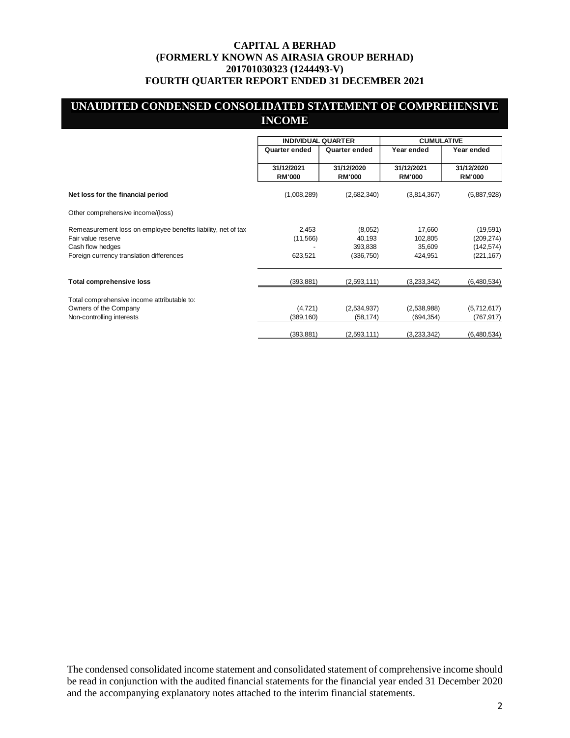# CAPITAL A BERHAD
# (FORMERLY KNOWN AS AIRASIA GROUP BERHAD)
# 201701030323 (1244493-V)
# FOURTH QUARTER REPORT ENDED 31 DECEMBER 2021

## UNAUDITED CONDENSED CONSOLIDATED STATEMENT OF COMPREHENSIVE INCOME

| | INDIVIDUAL QUARTER | | CUMULATIVE | |
|---|---|---|---|---|
| | Quarter ended | Quarter ended | Year ended | Year ended |
| | 31/12/2021<br>RM'000 | 31/12/2020<br>RM'000 | 31/12/2021<br>RM'000 | 31/12/2020<br>RM'000 |
| **Net loss for the financial period** | (1,008,289) | (2,682,340) | (3,814,367) | (5,887,928) |
| Other comprehensive income/(loss) | | | | |
| Remeasurement loss on employee benefits liability, net of tax | 2,453 | (8,052) | 17,660 | (19,591) |
| Fair value reserve | (11,566) | 40,193 | 102,805 | (209,274) |
| Cash flow hedges | - | 393,838 | 35,609 | (142,574) |
| Foreign currency translation differences | 623,521 | (336,750) | 424,951 | (221,167) |
| **Total comprehensive loss** | (393,881) | (2,593,111) | (3,233,342) | (6,480,534) |
| Total comprehensive income attributable to: | | | | |
| Owners of the Company | (4,721) | (2,534,937) | (2,538,988) | (5,712,617) |
| Non-controlling interests | (389,160) | (58,174) | (694,354) | (767,917) |
| | (393,881) | (2,593,111) | (3,233,342) | (6,480,534) |

The condensed consolidated income statement and consolidated statement of comprehensive income should be read in conjunction with the audited financial statements for the financial year ended 31 December 2020 and the accompanying explanatory notes attached to the interim financial statements.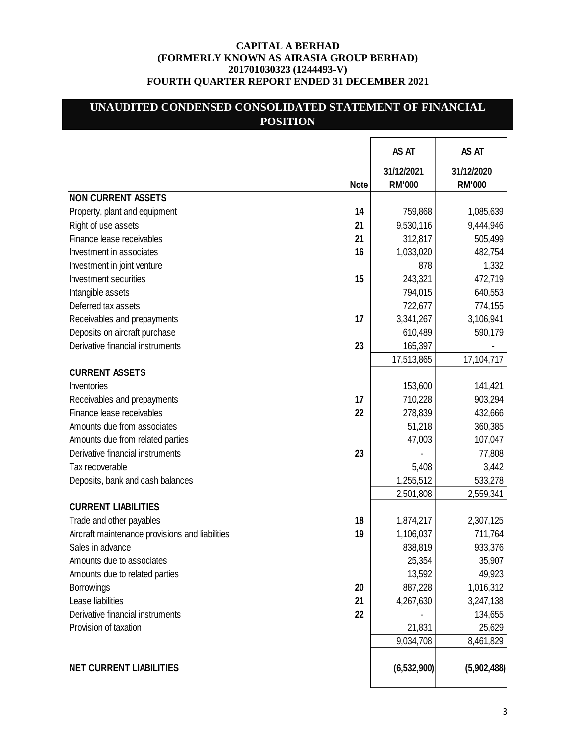**CAPITAL A BERHAD**
**(FORMERLY KNOWN AS AIRASIA GROUP BERHAD)**
**201701030323 (1244493-V)**
**FOURTH QUARTER REPORT ENDED 31 DECEMBER 2021**

## UNAUDITED CONDENSED CONSOLIDATED STATEMENT OF FINANCIAL POSITION

| | Note | AS AT 31/12/2021 RM'000 | AS AT 31/12/2020 RM'000 |
|---|---|---|---|
| **NON CURRENT ASSETS** | | | |
| Property, plant and equipment | 14 | 759,868 | 1,085,639 |
| Right of use assets | 21 | 9,530,116 | 9,444,946 |
| Finance lease receivables | 21 | 312,817 | 505,499 |
| Investment in associates | 16 | 1,033,020 | 482,754 |
| Investment in joint venture | | 878 | 1,332 |
| Investment securities | 15 | 243,321 | 472,719 |
| Intangible assets | | 794,015 | 640,553 |
| Deferred tax assets | | 722,677 | 774,155 |
| Receivables and prepayments | 17 | 3,341,267 | 3,106,941 |
| Deposits on aircraft purchase | | 610,489 | 590,179 |
| Derivative financial instruments | 23 | 165,397 | - |
| | | 17,513,865 | 17,104,717 |
| **CURRENT ASSETS** | | | |
| Inventories | | 153,600 | 141,421 |
| Receivables and prepayments | 17 | 710,228 | 903,294 |
| Finance lease receivables | 22 | 278,839 | 432,666 |
| Amounts due from associates | | 51,218 | 360,385 |
| Amounts due from related parties | | 47,003 | 107,047 |
| Derivative financial instruments | 23 | - | 77,808 |
| Tax recoverable | | 5,408 | 3,442 |
| Deposits, bank and cash balances | | 1,255,512 | 533,278 |
| | | 2,501,808 | 2,559,341 |
| **CURRENT LIABILITIES** | | | |
| Trade and other payables | 18 | 1,874,217 | 2,307,125 |
| Aircraft maintenance provisions and liabilities | 19 | 1,106,037 | 711,764 |
| Sales in advance | | 838,819 | 933,376 |
| Amounts due to associates | | 25,354 | 35,907 |
| Amounts due to related parties | | 13,592 | 49,923 |
| Borrowings | 20 | 887,228 | 1,016,312 |
| Lease liabilities | 21 | 4,267,630 | 3,247,138 |
| Derivative financial instruments | 22 | - | 134,655 |
| Provision of taxation | | 21,831 | 25,629 |
| | | 9,034,708 | 8,461,829 |
| **NET CURRENT LIABILITIES** | | **(6,532,900)** | **(5,902,488)** |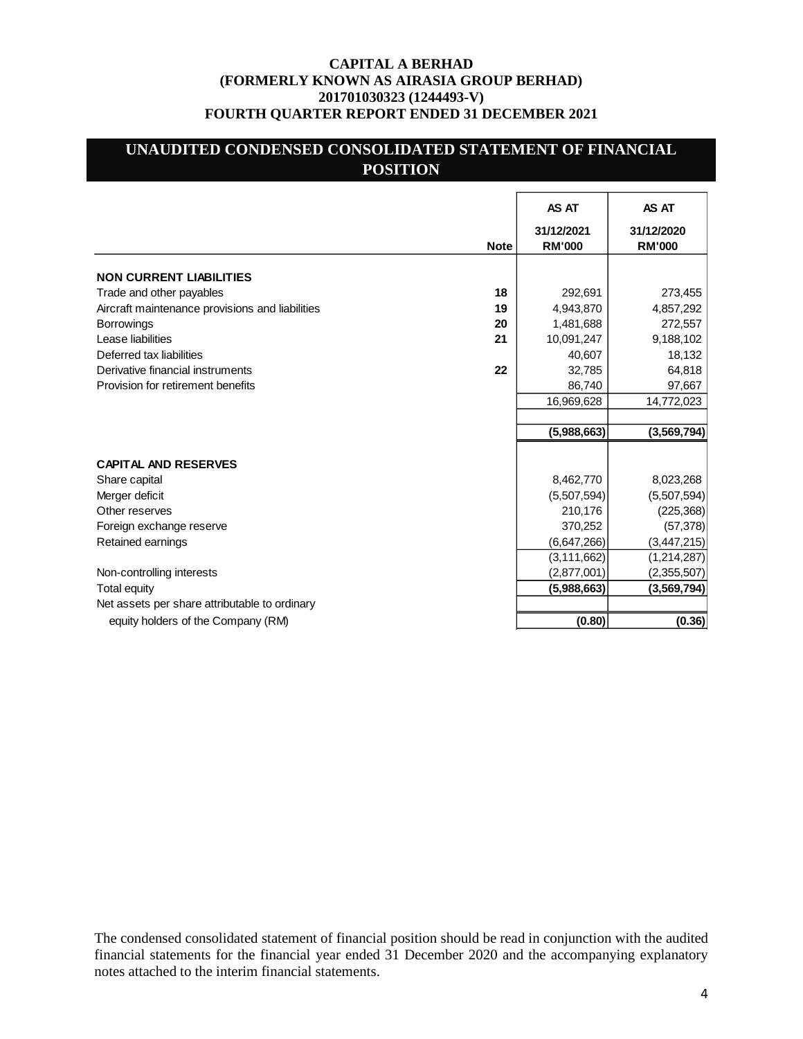**CAPITAL A BERHAD**
**(FORMERLY KNOWN AS AIRASIA GROUP BERHAD)**
**201701030323 (1244493-V)**
**FOURTH QUARTER REPORT ENDED 31 DECEMBER 2021**

# UNAUDITED CONDENSED CONSOLIDATED STATEMENT OF FINANCIAL POSITION

| | Note | AS AT 31/12/2021 RM'000 | AS AT 31/12/2020 RM'000 |
|---|---|---|---|
| **NON CURRENT LIABILITIES** | | | |
| Trade and other payables | 18 | 292,691 | 273,455 |
| Aircraft maintenance provisions and liabilities | 19 | 4,943,870 | 4,857,292 |
| Borrowings | 20 | 1,481,688 | 272,557 |
| Lease liabilities | 21 | 10,091,247 | 9,188,102 |
| Deferred tax liabilities | | 40,607 | 18,132 |
| Derivative financial instruments | 22 | 32,785 | 64,818 |
| Provision for retirement benefits | | 86,740 | 97,667 |
| | | 16,969,628 | 14,772,023 |
| | | **(5,988,663)** | **(3,569,794)** |
| **CAPITAL AND RESERVES** | | | |
| Share capital | | 8,462,770 | 8,023,268 |
| Merger deficit | | (5,507,594) | (5,507,594) |
| Other reserves | | 210,176 | (225,368) |
| Foreign exchange reserve | | 370,252 | (57,378) |
| Retained earnings | | (6,647,266) | (3,447,215) |
| | | (3,111,662) | (1,214,287) |
| Non-controlling interests | | (2,877,001) | (2,355,507) |
| Total equity | | **(5,988,663)** | **(3,569,794)** |
| Net assets per share attributable to ordinary equity holders of the Company (RM) | | **(0.80)** | **(0.36)** |

The condensed consolidated statement of financial position should be read in conjunction with the audited financial statements for the financial year ended 31 December 2020 and the accompanying explanatory notes attached to the interim financial statements.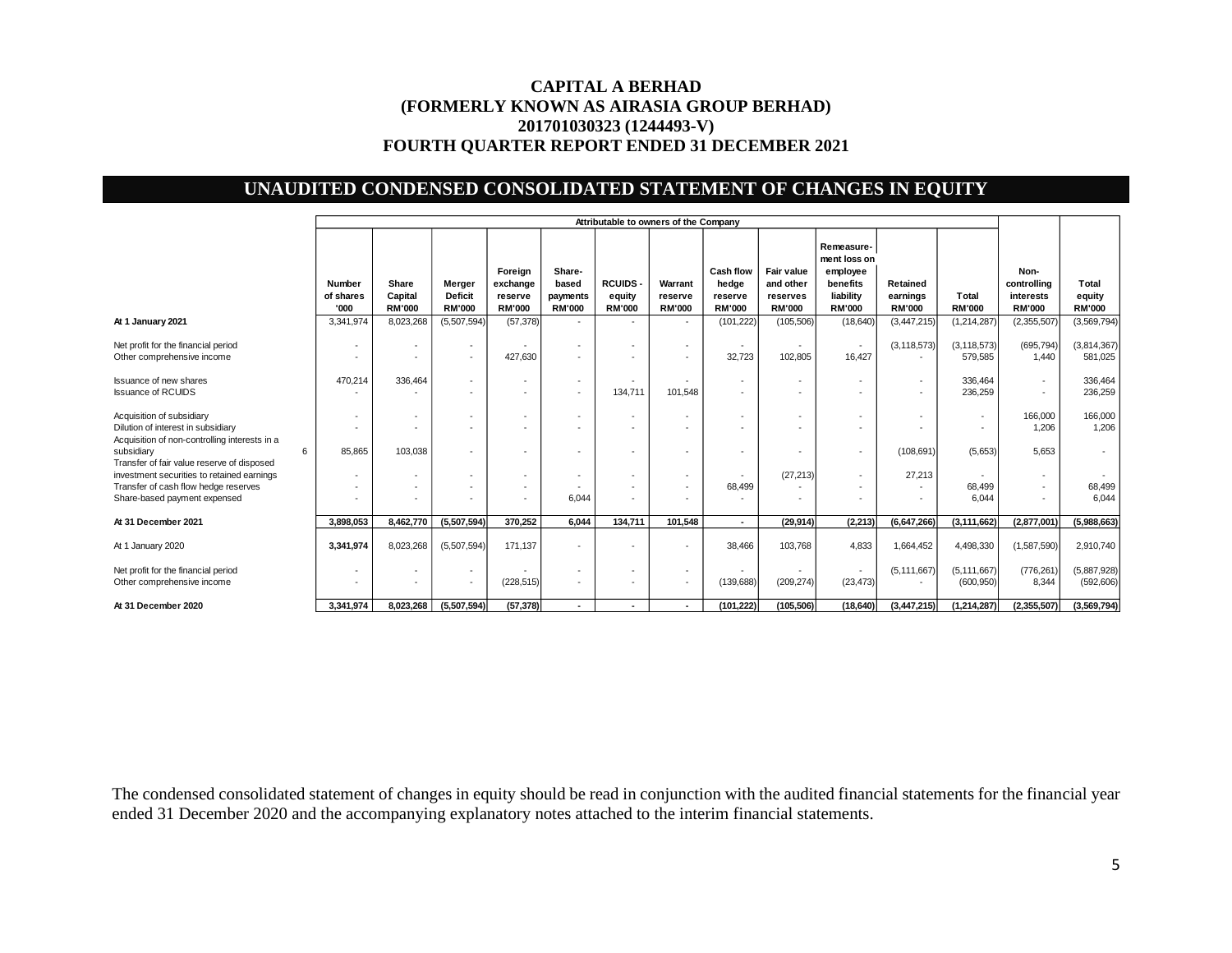**CAPITAL A BERHAD**
**(FORMERLY KNOWN AS AIRASIA GROUP BERHAD)**
**201701030323 (1244493-V)**
**FOURTH QUARTER REPORT ENDED 31 DECEMBER 2021**

## UNAUDITED CONDENSED CONSOLIDATED STATEMENT OF CHANGES IN EQUITY

| | | Attributable to owners of the Company | | | | | | | | | | | | | |
|---|---|---|---|---|---|---|---|---|---|---|---|---|---|---|---|
| | | Number of shares '000 | Share Capital RM'000 | Merger Deficit RM'000 | Foreign exchange reserve RM'000 | Share-based payments RM'000 | RCUIDS - equity RM'000 | Warrant reserve RM'000 | Cash flow hedge reserve RM'000 | Fair value and other reserves RM'000 | Remeasurement loss on employee benefits liability RM'000 | Retained earnings RM'000 | Total RM'000 | Non-controlling interests RM'000 | Total equity RM'000 |
| **At 1 January 2021** | | 3,341,974 | 8,023,268 | (5,507,594) | (57,378) | - | - | - | (101,222) | (105,506) | (18,640) | (3,447,215) | (1,214,287) | (2,355,507) | (3,569,794) |
| Net profit for the financial period | | - | - | - | - | - | - | - | - | - | - | (3,118,573) | (3,118,573) | (695,794) | (3,814,367) |
| Other comprehensive income | | - | - | - | 427,630 | - | - | - | 32,723 | 102,805 | 16,427 | - | 579,585 | 1,440 | 581,025 |
| Issuance of new shares | | 470,214 | 336,464 | - | - | - | - | - | - | - | - | - | 336,464 | - | 336,464 |
| Issuance of RCUIDS | | - | - | - | - | - | 134,711 | 101,548 | - | - | - | - | 236,259 | - | 236,259 |
| Acquisition of subsidiary | | - | - | - | - | - | - | - | - | - | - | - | - | 166,000 | 166,000 |
| Dilution of interest in subsidiary | | - | - | - | - | - | - | - | - | - | - | - | - | 1,206 | 1,206 |
| Acquisition of non-controlling interests in a subsidiary | 6 | 85,865 | 103,038 | - | - | - | - | - | - | - | - | (108,691) | (5,653) | 5,653 | - |
| Transfer of fair value reserve of disposed investment securities to retained earnings | | - | - | - | - | - | - | - | - | (27,213) | - | 27,213 | - | - | - |
| Transfer of cash flow hedge reserves | | - | - | - | - | - | - | - | 68,499 | - | - | - | 68,499 | - | 68,499 |
| Share-based payment expensed | | - | - | - | - | 6,044 | - | - | - | - | - | - | 6,044 | - | 6,044 |
| **At 31 December 2021** | | **3,898,053** | **8,462,770** | **(5,507,594)** | **370,252** | **6,044** | **134,711** | **101,548** | **-** | **(29,914)** | **(2,213)** | **(6,647,266)** | **(3,111,662)** | **(2,877,001)** | **(5,988,663)** |
| At 1 January 2020 | | **3,341,974** | 8,023,268 | (5,507,594) | 171,137 | - | - | - | 38,466 | 103,768 | 4,833 | 1,664,452 | 4,498,330 | (1,587,590) | 2,910,740 |
| Net profit for the financial period | | - | - | - | - | - | - | - | - | - | - | (5,111,667) | (5,111,667) | (776,261) | (5,887,928) |
| Other comprehensive income | | - | - | - | (228,515) | - | - | - | (139,688) | (209,274) | (23,473) | - | (600,950) | 8,344 | (592,606) |
| **At 31 December 2020** | | **3,341,974** | **8,023,268** | **(5,507,594)** | **(57,378)** | **-** | **-** | **-** | **(101,222)** | **(105,506)** | **(18,640)** | **(3,447,215)** | **(1,214,287)** | **(2,355,507)** | **(3,569,794)** |

The condensed consolidated statement of changes in equity should be read in conjunction with the audited financial statements for the financial year ended 31 December 2020 and the accompanying explanatory notes attached to the interim financial statements.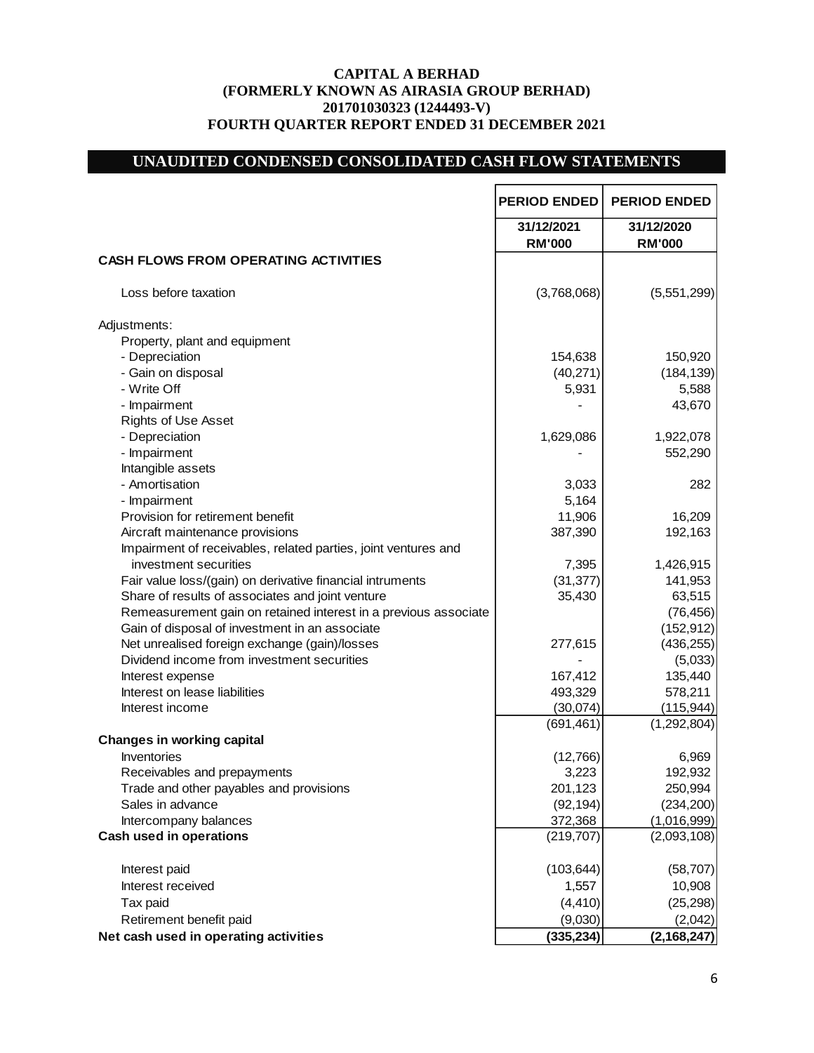**CAPITAL A BERHAD**
**(FORMERLY KNOWN AS AIRASIA GROUP BERHAD)**
**201701030323 (1244493-V)**
**FOURTH QUARTER REPORT ENDED 31 DECEMBER 2021**

## UNAUDITED CONDENSED CONSOLIDATED CASH FLOW STATEMENTS

| | PERIOD ENDED 31/12/2021 RM'000 | PERIOD ENDED 31/12/2020 RM'000 |
|---|---|---|
| **CASH FLOWS FROM OPERATING ACTIVITIES** | | |
| Loss before taxation | (3,768,068) | (5,551,299) |
| Adjustments: | | |
| Property, plant and equipment | | |
| - Depreciation | 154,638 | 150,920 |
| - Gain on disposal | (40,271) | (184,139) |
| - Write Off | 5,931 | 5,588 |
| - Impairment | - | 43,670 |
| Rights of Use Asset | | |
| - Depreciation | 1,629,086 | 1,922,078 |
| - Impairment | - | 552,290 |
| Intangible assets | | |
| - Amortisation | 3,033 | 282 |
| - Impairment | 5,164 | |
| Provision for retirement benefit | 11,906 | 16,209 |
| Aircraft maintenance provisions | 387,390 | 192,163 |
| Impairment of receivables, related parties, joint ventures and investment securities | 7,395 | 1,426,915 |
| Fair value loss/(gain) on derivative financial intruments | (31,377) | 141,953 |
| Share of results of associates and joint venture | 35,430 | 63,515 |
| Remeasurement gain on retained interest in a previous associate | | (76,456) |
| Gain of disposal of investment in an associate | | (152,912) |
| Net unrealised foreign exchange (gain)/losses | 277,615 | (436,255) |
| Dividend income from investment securities | - | (5,033) |
| Interest expense | 167,412 | 135,440 |
| Interest on lease liabilities | 493,329 | 578,211 |
| Interest income | (30,074) | (115,944) |
| | (691,461) | (1,292,804) |
| **Changes in working capital** | | |
| Inventories | (12,766) | 6,969 |
| Receivables and prepayments | 3,223 | 192,932 |
| Trade and other payables and provisions | 201,123 | 250,994 |
| Sales in advance | (92,194) | (234,200) |
| Intercompany balances | 372,368 | (1,016,999) |
| **Cash used in operations** | (219,707) | (2,093,108) |
| Interest paid | (103,644) | (58,707) |
| Interest received | 1,557 | 10,908 |
| Tax paid | (4,410) | (25,298) |
| Retirement benefit paid | (9,030) | (2,042) |
| **Net cash used in operating activities** | **(335,234)** | **(2,168,247)** |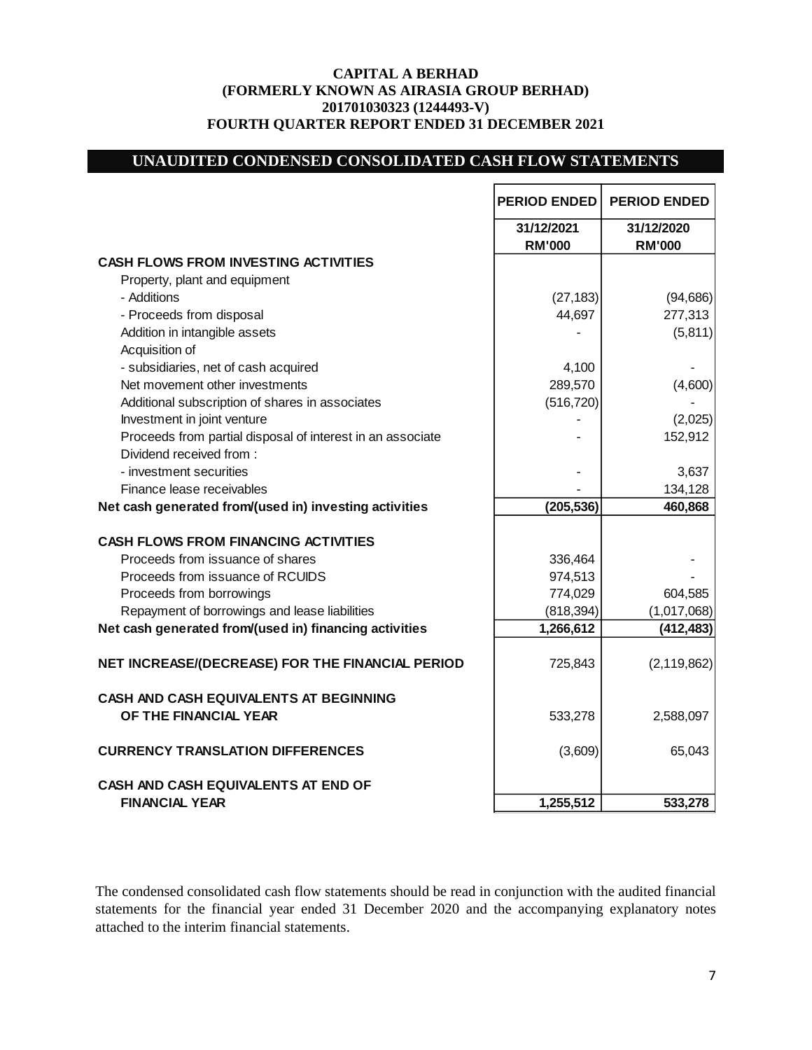**CAPITAL A BERHAD**
**(FORMERLY KNOWN AS AIRASIA GROUP BERHAD)**
**201701030323 (1244493-V)**
**FOURTH QUARTER REPORT ENDED 31 DECEMBER 2021**

## UNAUDITED CONDENSED CONSOLIDATED CASH FLOW STATEMENTS

| | PERIOD ENDED | PERIOD ENDED |
|---|---|---|
| | 31/12/2021<br>RM'000 | 31/12/2020<br>RM'000 |
| **CASH FLOWS FROM INVESTING ACTIVITIES** | | |
| Property, plant and equipment | | |
| - Additions | (27,183) | (94,686) |
| - Proceeds from disposal | 44,697 | 277,313 |
| Addition in intangible assets | - | (5,811) |
| Acquisition of | | |
| - subsidiaries, net of cash acquired | 4,100 | - |
| Net movement other investments | 289,570 | (4,600) |
| Additional subscription of shares in associates | (516,720) | - |
| Investment in joint venture | - | (2,025) |
| Proceeds from partial disposal of interest in an associate | - | 152,912 |
| Dividend received from : | | |
| - investment securities | - | 3,637 |
| Finance lease receivables | - | 134,128 |
| **Net cash generated from/(used in) investing activities** | **(205,536)** | **460,868** |
| | | |
| **CASH FLOWS FROM FINANCING ACTIVITIES** | | |
| Proceeds from issuance of shares | 336,464 | - |
| Proceeds from issuance of RCUIDS | 974,513 | - |
| Proceeds from borrowings | 774,029 | 604,585 |
| Repayment of borrowings and lease liabilities | (818,394) | (1,017,068) |
| **Net cash generated from/(used in) financing activities** | **1,266,612** | **(412,483)** |
| | | |
| **NET INCREASE/(DECREASE) FOR THE FINANCIAL PERIOD** | 725,843 | (2,119,862) |
| | | |
| **CASH AND CASH EQUIVALENTS AT BEGINNING OF THE FINANCIAL YEAR** | 533,278 | 2,588,097 |
| | | |
| **CURRENCY TRANSLATION DIFFERENCES** | (3,609) | 65,043 |
| | | |
| **CASH AND CASH EQUIVALENTS AT END OF FINANCIAL YEAR** | **1,255,512** | **533,278** |

The condensed consolidated cash flow statements should be read in conjunction with the audited financial statements for the financial year ended 31 December 2020 and the accompanying explanatory notes attached to the interim financial statements.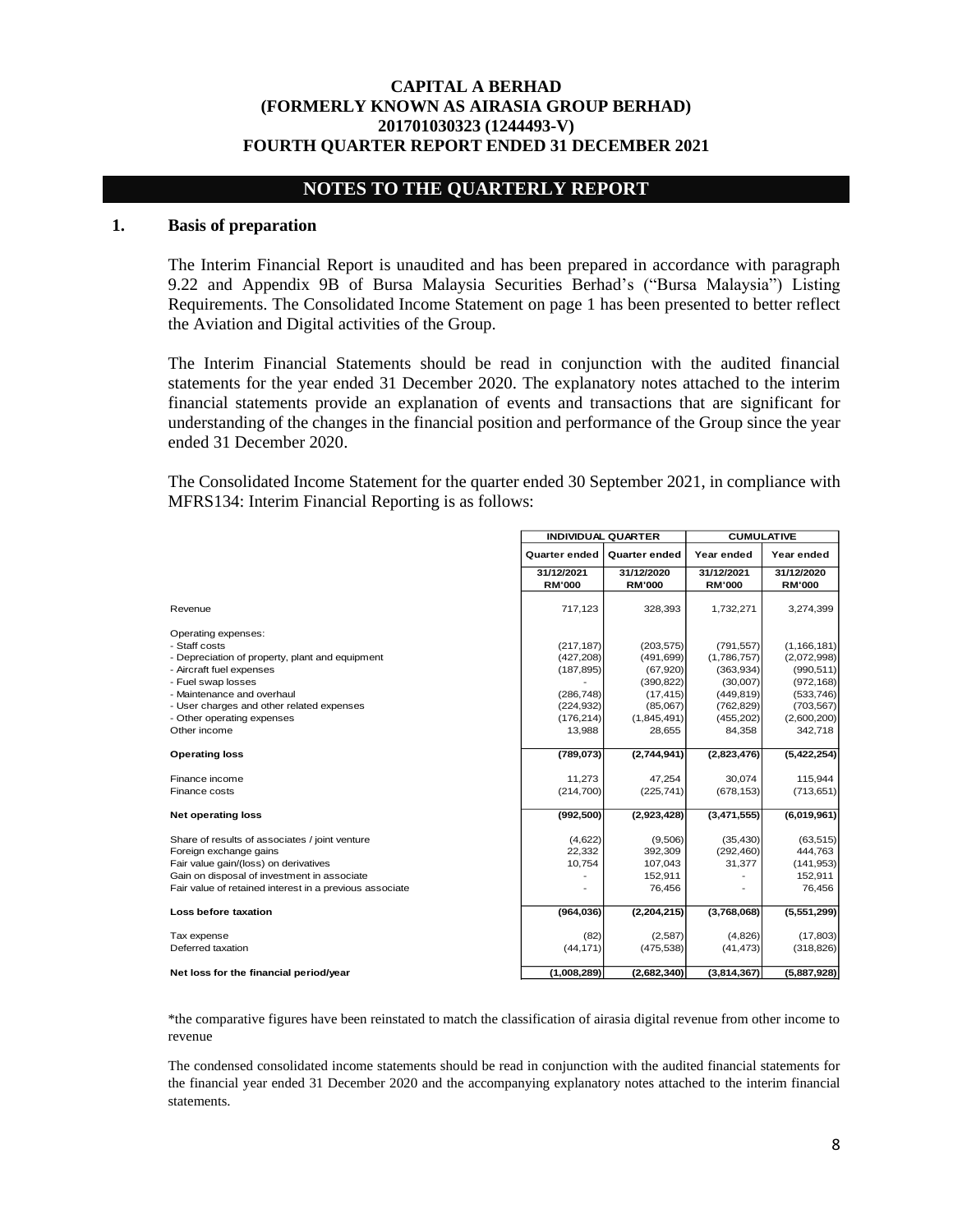**CAPITAL A BERHAD**
**(FORMERLY KNOWN AS AIRASIA GROUP BERHAD)**
**201701030323 (1244493-V)**
**FOURTH QUARTER REPORT ENDED 31 DECEMBER 2021**

## NOTES TO THE QUARTERLY REPORT

### 1. Basis of preparation

The Interim Financial Report is unaudited and has been prepared in accordance with paragraph 9.22 and Appendix 9B of Bursa Malaysia Securities Berhad's ("Bursa Malaysia") Listing Requirements. The Consolidated Income Statement on page 1 has been presented to better reflect the Aviation and Digital activities of the Group.

The Interim Financial Statements should be read in conjunction with the audited financial statements for the year ended 31 December 2020. The explanatory notes attached to the interim financial statements provide an explanation of events and transactions that are significant for understanding of the changes in the financial position and performance of the Group since the year ended 31 December 2020.

The Consolidated Income Statement for the quarter ended 30 September 2021, in compliance with MFRS134: Interim Financial Reporting is as follows:

| | INDIVIDUAL QUARTER | | CUMULATIVE | |
|---|---|---|---|---|
| | Quarter ended | Quarter ended | Year ended | Year ended |
| | 31/12/2021 RM'000 | 31/12/2020 RM'000 | 31/12/2021 RM'000 | 31/12/2020 RM'000 |
| Revenue | 717,123 | 328,393 | 1,732,271 | 3,274,399 |
| Operating expenses: | | | | |
| - Staff costs | (217,187) | (203,575) | (791,557) | (1,166,181) |
| - Depreciation of property, plant and equipment | (427,208) | (491,699) | (1,786,757) | (2,072,998) |
| - Aircraft fuel expenses | (187,895) | (67,920) | (363,934) | (990,511) |
| - Fuel swap losses | - | (390,822) | (30,007) | (972,168) |
| - Maintenance and overhaul | (286,748) | (17,415) | (449,819) | (533,746) |
| - User charges and other related expenses | (224,932) | (85,067) | (762,829) | (703,567) |
| - Other operating expenses | (176,214) | (1,845,491) | (455,202) | (2,600,200) |
| Other income | 13,988 | 28,655 | 84,358 | 342,718 |
| **Operating loss** | **(789,073)** | **(2,744,941)** | **(2,823,476)** | **(5,422,254)** |
| Finance income | 11,273 | 47,254 | 30,074 | 115,944 |
| Finance costs | (214,700) | (225,741) | (678,153) | (713,651) |
| **Net operating loss** | **(992,500)** | **(2,923,428)** | **(3,471,555)** | **(6,019,961)** |
| Share of results of associates / joint venture | (4,622) | (9,506) | (35,430) | (63,515) |
| Foreign exchange gains | 22,332 | 392,309 | (292,460) | 444,763 |
| Fair value gain/(loss) on derivatives | 10,754 | 107,043 | 31,377 | (141,953) |
| Gain on disposal of investment in associate | - | 152,911 | - | 152,911 |
| Fair value of retained interest in a previous associate | - | 76,456 | - | 76,456 |
| **Loss before taxation** | **(964,036)** | **(2,204,215)** | **(3,768,068)** | **(5,551,299)** |
| Tax expense | (82) | (2,587) | (4,826) | (17,803) |
| Deferred taxation | (44,171) | (475,538) | (41,473) | (318,826) |
| **Net loss for the financial period/year** | **(1,008,289)** | **(2,682,340)** | **(3,814,367)** | **(5,887,928)** |

*the comparative figures have been reinstated to match the classification of airasia digital revenue from other income to revenue

The condensed consolidated income statements should be read in conjunction with the audited financial statements for the financial year ended 31 December 2020 and the accompanying explanatory notes attached to the interim financial statements.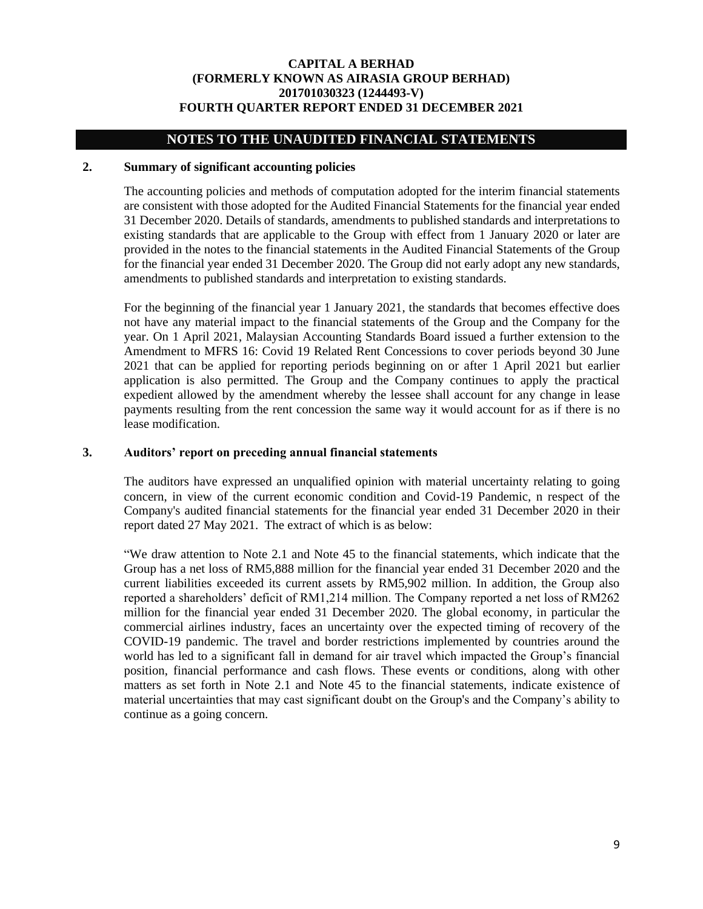## NOTES TO THE UNAUDITED FINANCIAL STATEMENTS

### 2. Summary of significant accounting policies

The accounting policies and methods of computation adopted for the interim financial statements are consistent with those adopted for the Audited Financial Statements for the financial year ended 31 December 2020. Details of standards, amendments to published standards and interpretations to existing standards that are applicable to the Group with effect from 1 January 2020 or later are provided in the notes to the financial statements in the Audited Financial Statements of the Group for the financial year ended 31 December 2020. The Group did not early adopt any new standards, amendments to published standards and interpretation to existing standards.

For the beginning of the financial year 1 January 2021, the standards that becomes effective does not have any material impact to the financial statements of the Group and the Company for the year. On 1 April 2021, Malaysian Accounting Standards Board issued a further extension to the Amendment to MFRS 16: Covid 19 Related Rent Concessions to cover periods beyond 30 June 2021 that can be applied for reporting periods beginning on or after 1 April 2021 but earlier application is also permitted. The Group and the Company continues to apply the practical expedient allowed by the amendment whereby the lessee shall account for any change in lease payments resulting from the rent concession the same way it would account for as if there is no lease modification.

### 3. Auditors' report on preceding annual financial statements

The auditors have expressed an unqualified opinion with material uncertainty relating to going concern, in view of the current economic condition and Covid-19 Pandemic, n respect of the Company's audited financial statements for the financial year ended 31 December 2020 in their report dated 27 May 2021. The extract of which is as below:

"We draw attention to Note 2.1 and Note 45 to the financial statements, which indicate that the Group has a net loss of RM5,888 million for the financial year ended 31 December 2020 and the current liabilities exceeded its current assets by RM5,902 million. In addition, the Group also reported a shareholders' deficit of RM1,214 million. The Company reported a net loss of RM262 million for the financial year ended 31 December 2020. The global economy, in particular the commercial airlines industry, faces an uncertainty over the expected timing of recovery of the COVID-19 pandemic. The travel and border restrictions implemented by countries around the world has led to a significant fall in demand for air travel which impacted the Group's financial position, financial performance and cash flows. These events or conditions, along with other matters as set forth in Note 2.1 and Note 45 to the financial statements, indicate existence of material uncertainties that may cast significant doubt on the Group's and the Company's ability to continue as a going concern.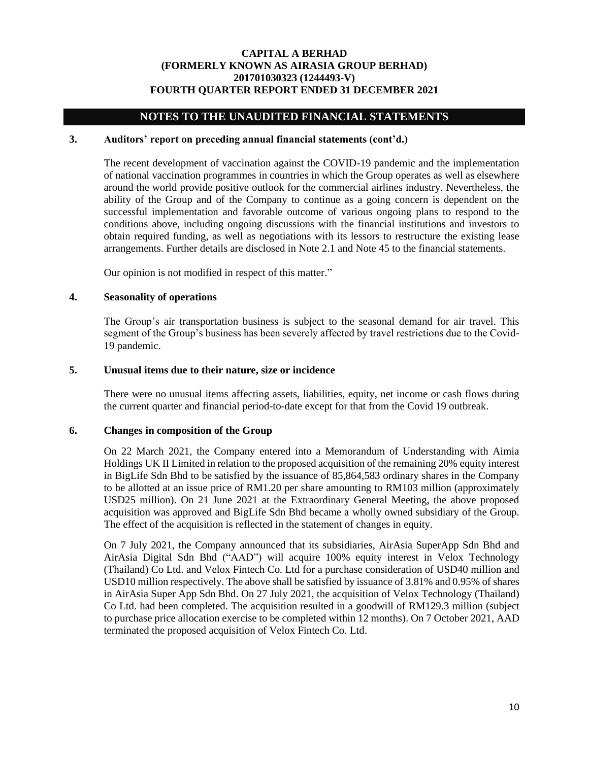## NOTES TO THE UNAUDITED FINANCIAL STATEMENTS

### 3. Auditors' report on preceding annual financial statements (cont'd.)

The recent development of vaccination against the COVID-19 pandemic and the implementation of national vaccination programmes in countries in which the Group operates as well as elsewhere around the world provide positive outlook for the commercial airlines industry. Nevertheless, the ability of the Group and of the Company to continue as a going concern is dependent on the successful implementation and favorable outcome of various ongoing plans to respond to the conditions above, including ongoing discussions with the financial institutions and investors to obtain required funding, as well as negotiations with its lessors to restructure the existing lease arrangements. Further details are disclosed in Note 2.1 and Note 45 to the financial statements.

Our opinion is not modified in respect of this matter."

### 4. Seasonality of operations

The Group's air transportation business is subject to the seasonal demand for air travel. This segment of the Group's business has been severely affected by travel restrictions due to the Covid-19 pandemic.

### 5. Unusual items due to their nature, size or incidence

There were no unusual items affecting assets, liabilities, equity, net income or cash flows during the current quarter and financial period-to-date except for that from the Covid 19 outbreak.

### 6. Changes in composition of the Group

On 22 March 2021, the Company entered into a Memorandum of Understanding with Aimia Holdings UK II Limited in relation to the proposed acquisition of the remaining 20% equity interest in BigLife Sdn Bhd to be satisfied by the issuance of 85,864,583 ordinary shares in the Company to be allotted at an issue price of RM1.20 per share amounting to RM103 million (approximately USD25 million). On 21 June 2021 at the Extraordinary General Meeting, the above proposed acquisition was approved and BigLife Sdn Bhd became a wholly owned subsidiary of the Group. The effect of the acquisition is reflected in the statement of changes in equity.

On 7 July 2021, the Company announced that its subsidiaries, AirAsia SuperApp Sdn Bhd and AirAsia Digital Sdn Bhd ("AAD") will acquire 100% equity interest in Velox Technology (Thailand) Co Ltd. and Velox Fintech Co. Ltd for a purchase consideration of USD40 million and USD10 million respectively. The above shall be satisfied by issuance of 3.81% and 0.95% of shares in AirAsia Super App Sdn Bhd. On 27 July 2021, the acquisition of Velox Technology (Thailand) Co Ltd. had been completed. The acquisition resulted in a goodwill of RM129.3 million (subject to purchase price allocation exercise to be completed within 12 months). On 7 October 2021, AAD terminated the proposed acquisition of Velox Fintech Co. Ltd.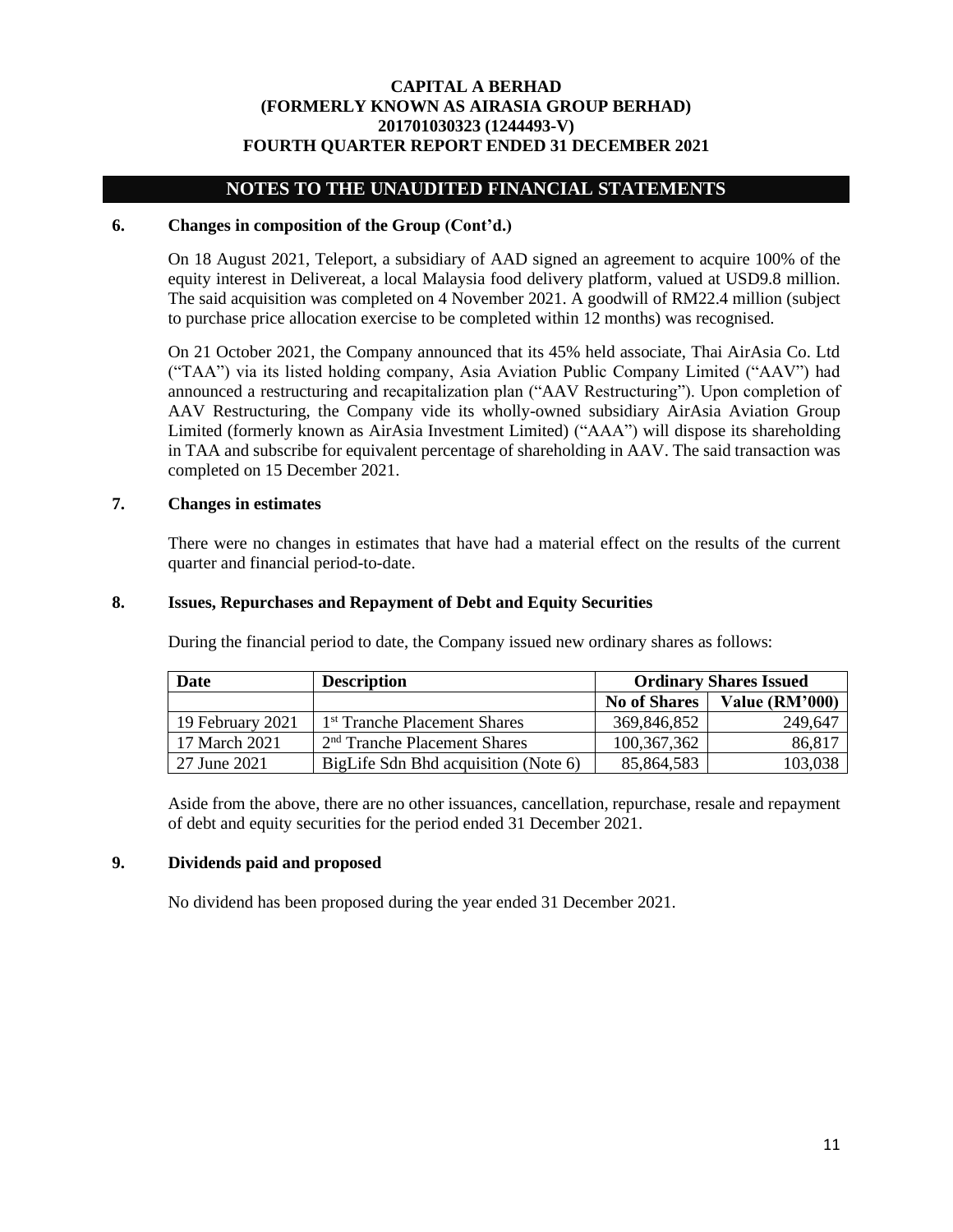# NOTES TO THE UNAUDITED FINANCIAL STATEMENTS

## 6. Changes in composition of the Group (Cont'd.)

On 18 August 2021, Teleport, a subsidiary of AAD signed an agreement to acquire 100% of the equity interest in Delivereat, a local Malaysia food delivery platform, valued at USD9.8 million. The said acquisition was completed on 4 November 2021. A goodwill of RM22.4 million (subject to purchase price allocation exercise to be completed within 12 months) was recognised.

On 21 October 2021, the Company announced that its 45% held associate, Thai AirAsia Co. Ltd ("TAA") via its listed holding company, Asia Aviation Public Company Limited ("AAV") had announced a restructuring and recapitalization plan ("AAV Restructuring"). Upon completion of AAV Restructuring, the Company vide its wholly-owned subsidiary AirAsia Aviation Group Limited (formerly known as AirAsia Investment Limited) ("AAA") will dispose its shareholding in TAA and subscribe for equivalent percentage of shareholding in AAV. The said transaction was completed on 15 December 2021.

## 7. Changes in estimates

There were no changes in estimates that have had a material effect on the results of the current quarter and financial period-to-date.

## 8. Issues, Repurchases and Repayment of Debt and Equity Securities

During the financial period to date, the Company issued new ordinary shares as follows:

| Date | Description | Ordinary Shares Issued | |
|---|---|---|---|
| | | No of Shares | Value (RM'000) |
| 19 February 2021 | 1st Tranche Placement Shares | 369,846,852 | 249,647 |
| 17 March 2021 | 2nd Tranche Placement Shares | 100,367,362 | 86,817 |
| 27 June 2021 | BigLife Sdn Bhd acquisition (Note 6) | 85,864,583 | 103,038 |

Aside from the above, there are no other issuances, cancellation, repurchase, resale and repayment of debt and equity securities for the period ended 31 December 2021.

## 9. Dividends paid and proposed

No dividend has been proposed during the year ended 31 December 2021.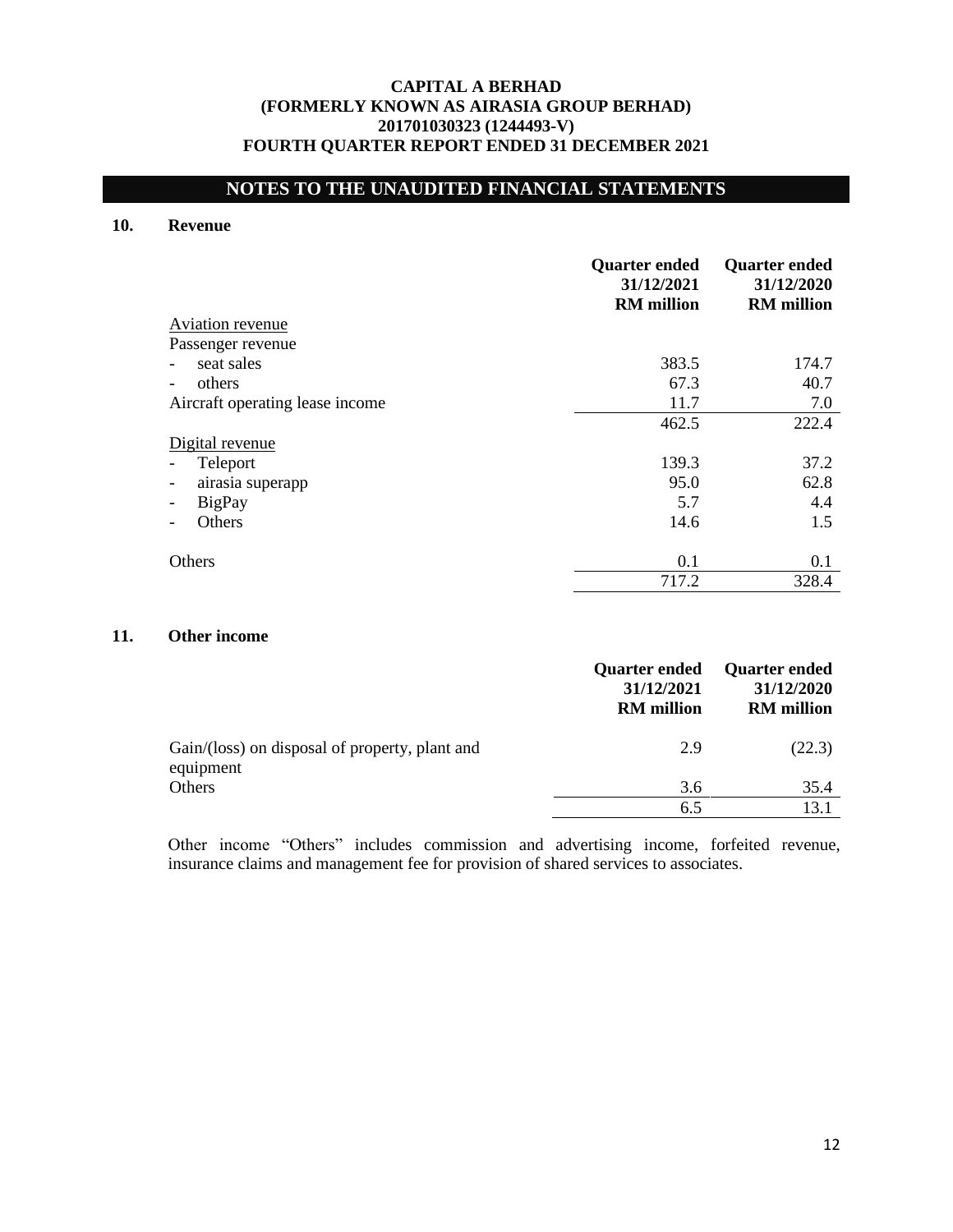# CAPITAL A BERHAD
# (FORMERLY KNOWN AS AIRASIA GROUP BERHAD)
# 201701030323 (1244493-V)
# FOURTH QUARTER REPORT ENDED 31 DECEMBER 2021

## NOTES TO THE UNAUDITED FINANCIAL STATEMENTS

### 10. Revenue

| | Quarter ended 31/12/2021 RM million | Quarter ended 31/12/2020 RM million |
|---|---|---|
| Aviation revenue | | |
| Passenger revenue | | |
| - seat sales | 383.5 | 174.7 |
| - others | 67.3 | 40.7 |
| Aircraft operating lease income | 11.7 | 7.0 |
| | 462.5 | 222.4 |
| Digital revenue | | |
| - Teleport | 139.3 | 37.2 |
| - airasia superapp | 95.0 | 62.8 |
| - BigPay | 5.7 | 4.4 |
| - Others | 14.6 | 1.5 |
| Others | 0.1 | 0.1 |
| | 717.2 | 328.4 |

### 11. Other income

| | Quarter ended 31/12/2021 RM million | Quarter ended 31/12/2020 RM million |
|---|---|---|
| Gain/(loss) on disposal of property, plant and equipment | 2.9 | (22.3) |
| Others | 3.6 | 35.4 |
| | 6.5 | 13.1 |

Other income "Others" includes commission and advertising income, forfeited revenue, insurance claims and management fee for provision of shared services to associates.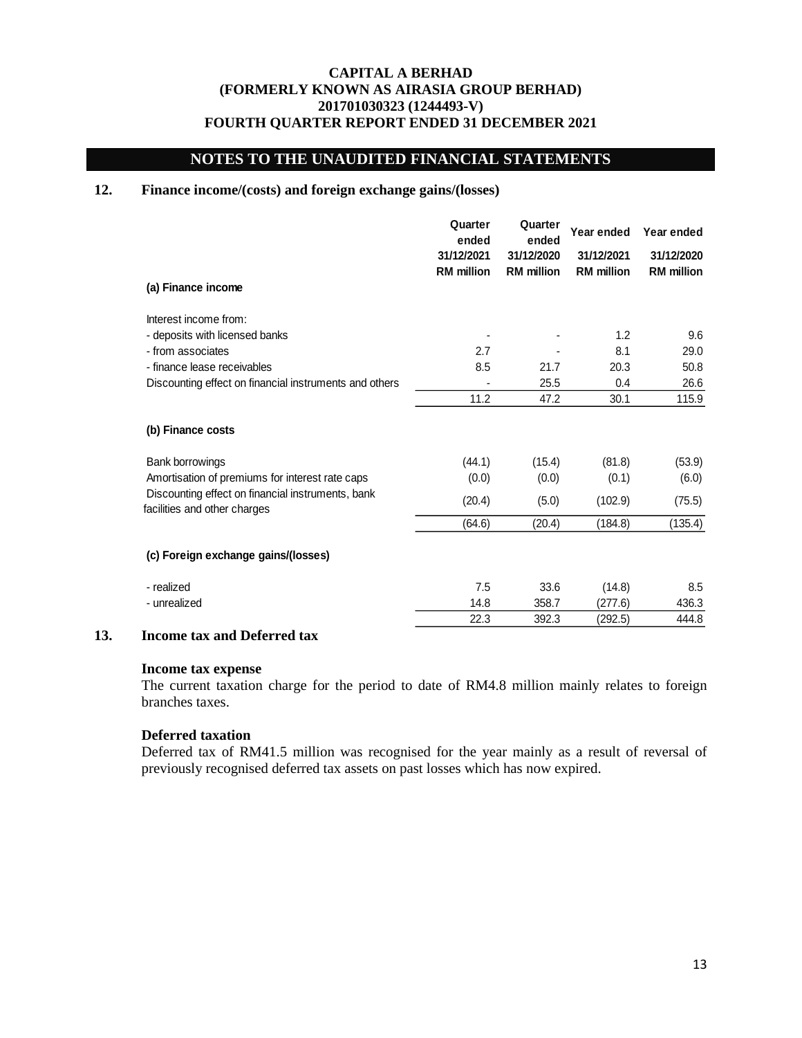# CAPITAL A BERHAD
# (FORMERLY KNOWN AS AIRASIA GROUP BERHAD)
# 201701030323 (1244493-V)
# FOURTH QUARTER REPORT ENDED 31 DECEMBER 2021

## NOTES TO THE UNAUDITED FINANCIAL STATEMENTS

### 12. Finance income/(costs) and foreign exchange gains/(losses)

| | Quarter ended 31/12/2021 RM million | Quarter ended 31/12/2020 RM million | Year ended 31/12/2021 RM million | Year ended 31/12/2020 RM million |
|---|---|---|---|---|
| **(a) Finance income** | | | | |
| Interest income from: | | | | |
| - deposits with licensed banks | - | - | 1.2 | 9.6 |
| - from associates | 2.7 | - | 8.1 | 29.0 |
| - finance lease receivables | 8.5 | 21.7 | 20.3 | 50.8 |
| Discounting effect on financial instruments and others | - | 25.5 | 0.4 | 26.6 |
| | 11.2 | 47.2 | 30.1 | 115.9 |
| **(b) Finance costs** | | | | |
| Bank borrowings | (44.1) | (15.4) | (81.8) | (53.9) |
| Amortisation of premiums for interest rate caps | (0.0) | (0.0) | (0.1) | (6.0) |
| Discounting effect on financial instruments, bank facilities and other charges | (20.4) | (5.0) | (102.9) | (75.5) |
| | (64.6) | (20.4) | (184.8) | (135.4) |
| **(c) Foreign exchange gains/(losses)** | | | | |
| - realized | 7.5 | 33.6 | (14.8) | 8.5 |
| - unrealized | 14.8 | 358.7 | (277.6) | 436.3 |
| | 22.3 | 392.3 | (292.5) | 444.8 |

### 13. Income tax and Deferred tax

**Income tax expense**

The current taxation charge for the period to date of RM4.8 million mainly relates to foreign branches taxes.

**Deferred taxation**

Deferred tax of RM41.5 million was recognised for the year mainly as a result of reversal of previously recognised deferred tax assets on past losses which has now expired.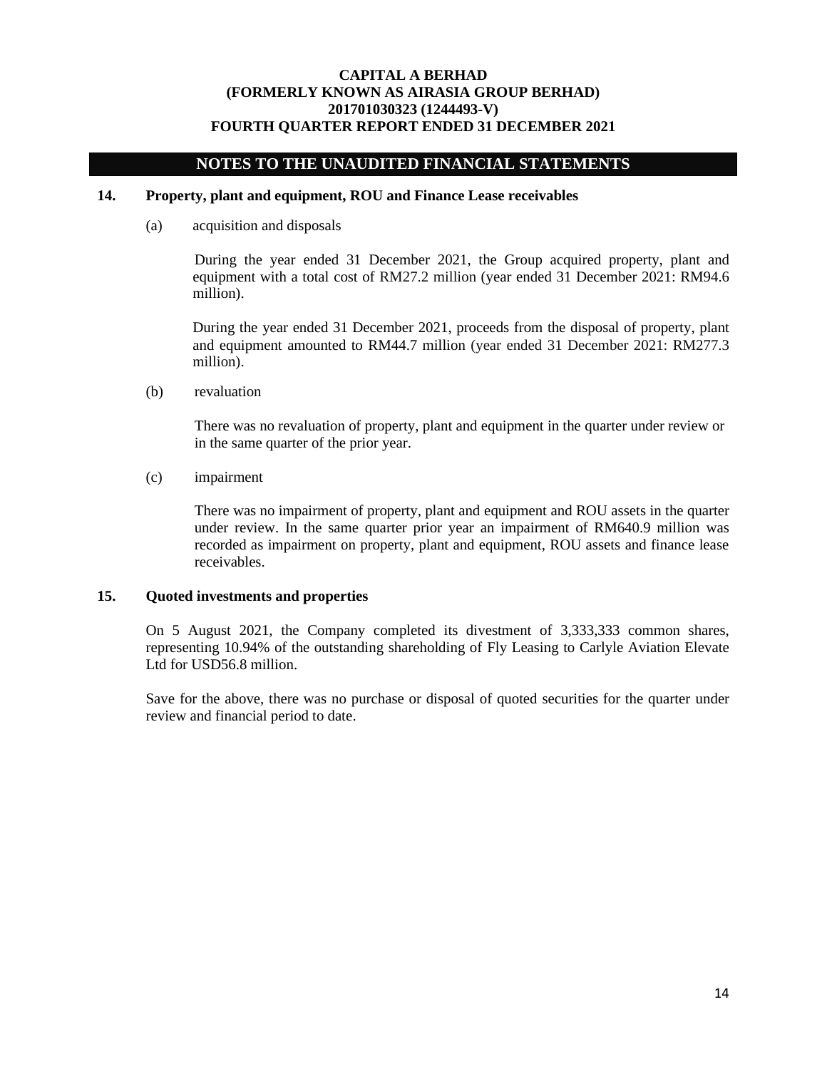## NOTES TO THE UNAUDITED FINANCIAL STATEMENTS

### 14. Property, plant and equipment, ROU and Finance Lease receivables

(a) acquisition and disposals

During the year ended 31 December 2021, the Group acquired property, plant and equipment with a total cost of RM27.2 million (year ended 31 December 2021: RM94.6 million).

During the year ended 31 December 2021, proceeds from the disposal of property, plant and equipment amounted to RM44.7 million (year ended 31 December 2021: RM277.3 million).

(b) revaluation

There was no revaluation of property, plant and equipment in the quarter under review or in the same quarter of the prior year.

(c) impairment

There was no impairment of property, plant and equipment and ROU assets in the quarter under review. In the same quarter prior year an impairment of RM640.9 million was recorded as impairment on property, plant and equipment, ROU assets and finance lease receivables.

### 15. Quoted investments and properties

On 5 August 2021, the Company completed its divestment of 3,333,333 common shares, representing 10.94% of the outstanding shareholding of Fly Leasing to Carlyle Aviation Elevate Ltd for USD56.8 million.

Save for the above, there was no purchase or disposal of quoted securities for the quarter under review and financial period to date.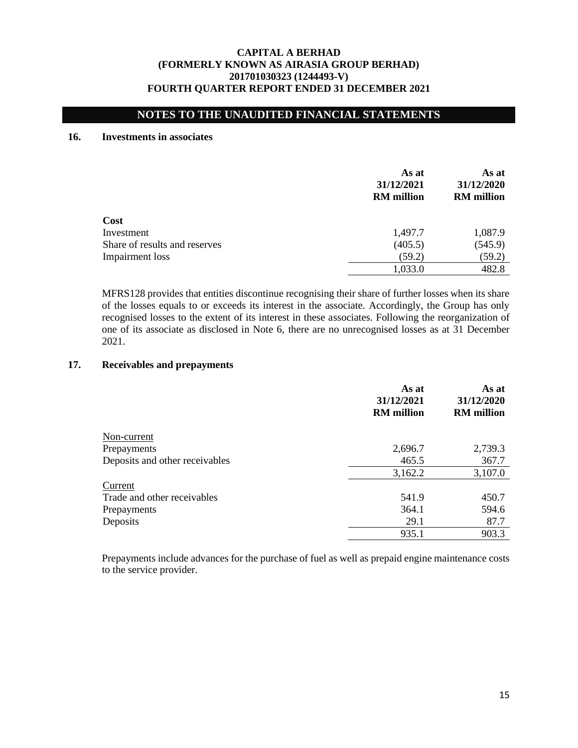## NOTES TO THE UNAUDITED FINANCIAL STATEMENTS

### 16. Investments in associates

| | As at 31/12/2021 RM million | As at 31/12/2020 RM million |
|---|---|---|
| **Cost** | | |
| Investment | 1,497.7 | 1,087.9 |
| Share of results and reserves | (405.5) | (545.9) |
| Impairment loss | (59.2) | (59.2) |
| | 1,033.0 | 482.8 |

MFRS128 provides that entities discontinue recognising their share of further losses when its share of the losses equals to or exceeds its interest in the associate. Accordingly, the Group has only recognised losses to the extent of its interest in these associates. Following the reorganization of one of its associate as disclosed in Note 6, there are no unrecognised losses as at 31 December 2021.

### 17. Receivables and prepayments

| | As at 31/12/2021 RM million | As at 31/12/2020 RM million |
|---|---|---|
| Non-current | | |
| Prepayments | 2,696.7 | 2,739.3 |
| Deposits and other receivables | 465.5 | 367.7 |
| | 3,162.2 | 3,107.0 |
| Current | | |
| Trade and other receivables | 541.9 | 450.7 |
| Prepayments | 364.1 | 594.6 |
| Deposits | 29.1 | 87.7 |
| | 935.1 | 903.3 |

Prepayments include advances for the purchase of fuel as well as prepaid engine maintenance costs to the service provider.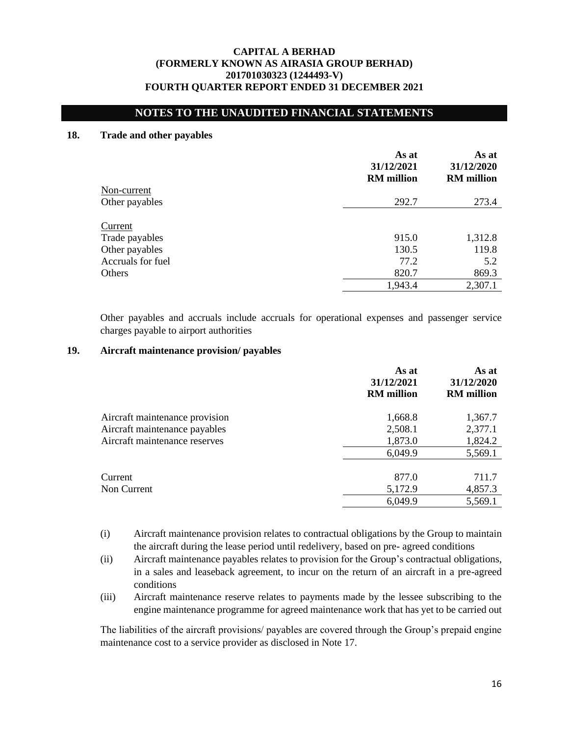## NOTES TO THE UNAUDITED FINANCIAL STATEMENTS

### 18. Trade and other payables

| | As at 31/12/2021 RM million | As at 31/12/2020 RM million |
|---|---|---|
| Non-current | | |
| Other payables | 292.7 | 273.4 |
| | | |
| Current | | |
| Trade payables | 915.0 | 1,312.8 |
| Other payables | 130.5 | 119.8 |
| Accruals for fuel | 77.2 | 5.2 |
| Others | 820.7 | 869.3 |
| | 1,943.4 | 2,307.1 |

Other payables and accruals include accruals for operational expenses and passenger service charges payable to airport authorities

### 19. Aircraft maintenance provision/ payables

| | As at 31/12/2021 RM million | As at 31/12/2020 RM million |
|---|---|---|
| Aircraft maintenance provision | 1,668.8 | 1,367.7 |
| Aircraft maintenance payables | 2,508.1 | 2,377.1 |
| Aircraft maintenance reserves | 1,873.0 | 1,824.2 |
| | 6,049.9 | 5,569.1 |
| | | |
| Current | 877.0 | 711.7 |
| Non Current | 5,172.9 | 4,857.3 |
| | 6,049.9 | 5,569.1 |

(i) Aircraft maintenance provision relates to contractual obligations by the Group to maintain the aircraft during the lease period until redelivery, based on pre- agreed conditions

(ii) Aircraft maintenance payables relates to provision for the Group's contractual obligations, in a sales and leaseback agreement, to incur on the return of an aircraft in a pre-agreed conditions

(iii) Aircraft maintenance reserve relates to payments made by the lessee subscribing to the engine maintenance programme for agreed maintenance work that has yet to be carried out

The liabilities of the aircraft provisions/ payables are covered through the Group's prepaid engine maintenance cost to a service provider as disclosed in Note 17.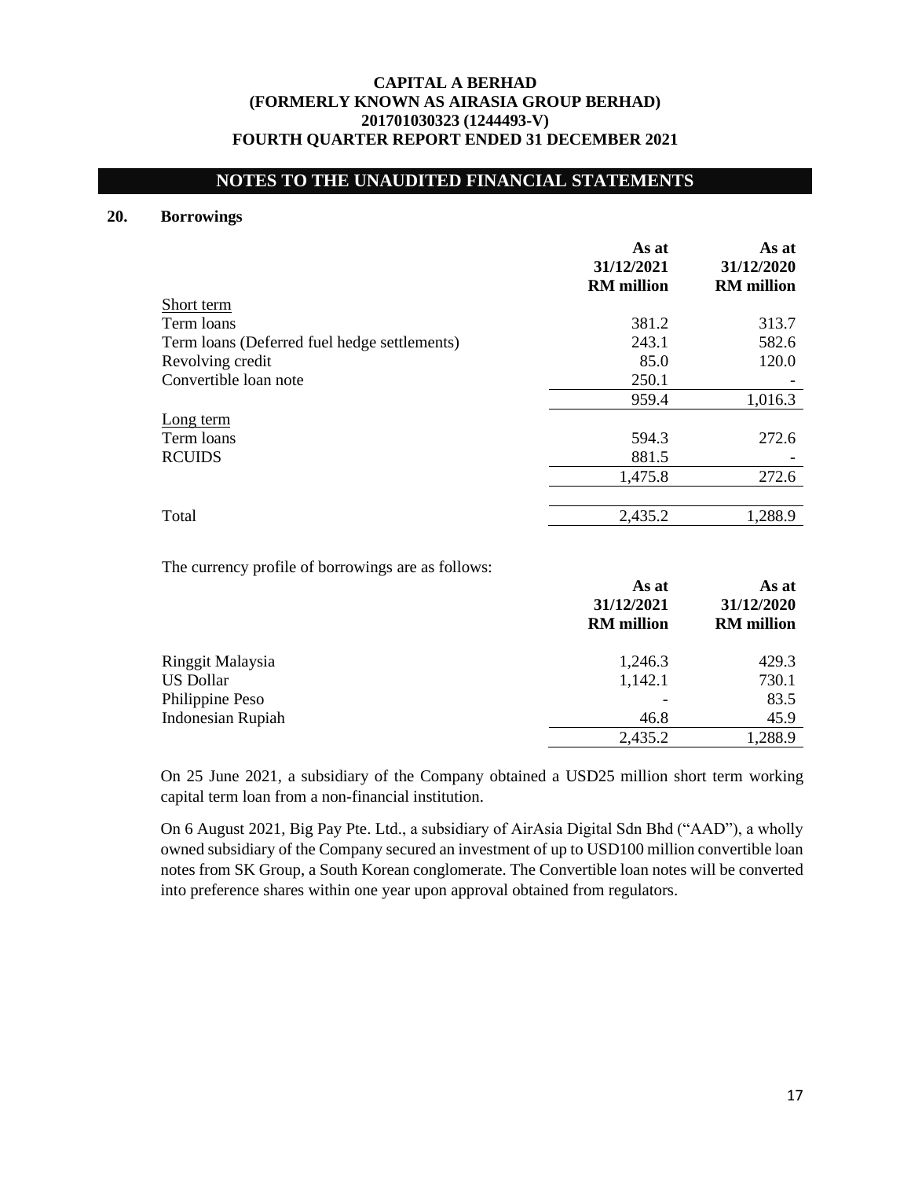## NOTES TO THE UNAUDITED FINANCIAL STATEMENTS

### 20. Borrowings

| | As at 31/12/2021 RM million | As at 31/12/2020 RM million |
|---|---|---|
| Short term | | |
| Term loans | 381.2 | 313.7 |
| Term loans (Deferred fuel hedge settlements) | 243.1 | 582.6 |
| Revolving credit | 85.0 | 120.0 |
| Convertible loan note | 250.1 | - |
| | 959.4 | 1,016.3 |
| Long term | | |
| Term loans | 594.3 | 272.6 |
| RCUIDS | 881.5 | - |
| | 1,475.8 | 272.6 |
| Total | 2,435.2 | 1,288.9 |

The currency profile of borrowings are as follows:

| | As at 31/12/2021 RM million | As at 31/12/2020 RM million |
|---|---|---|
| Ringgit Malaysia | 1,246.3 | 429.3 |
| US Dollar | 1,142.1 | 730.1 |
| Philippine Peso | - | 83.5 |
| Indonesian Rupiah | 46.8 | 45.9 |
| | 2,435.2 | 1,288.9 |

On 25 June 2021, a subsidiary of the Company obtained a USD25 million short term working capital term loan from a non-financial institution.

On 6 August 2021, Big Pay Pte. Ltd., a subsidiary of AirAsia Digital Sdn Bhd ("AAD"), a wholly owned subsidiary of the Company secured an investment of up to USD100 million convertible loan notes from SK Group, a South Korean conglomerate. The Convertible loan notes will be converted into preference shares within one year upon approval obtained from regulators.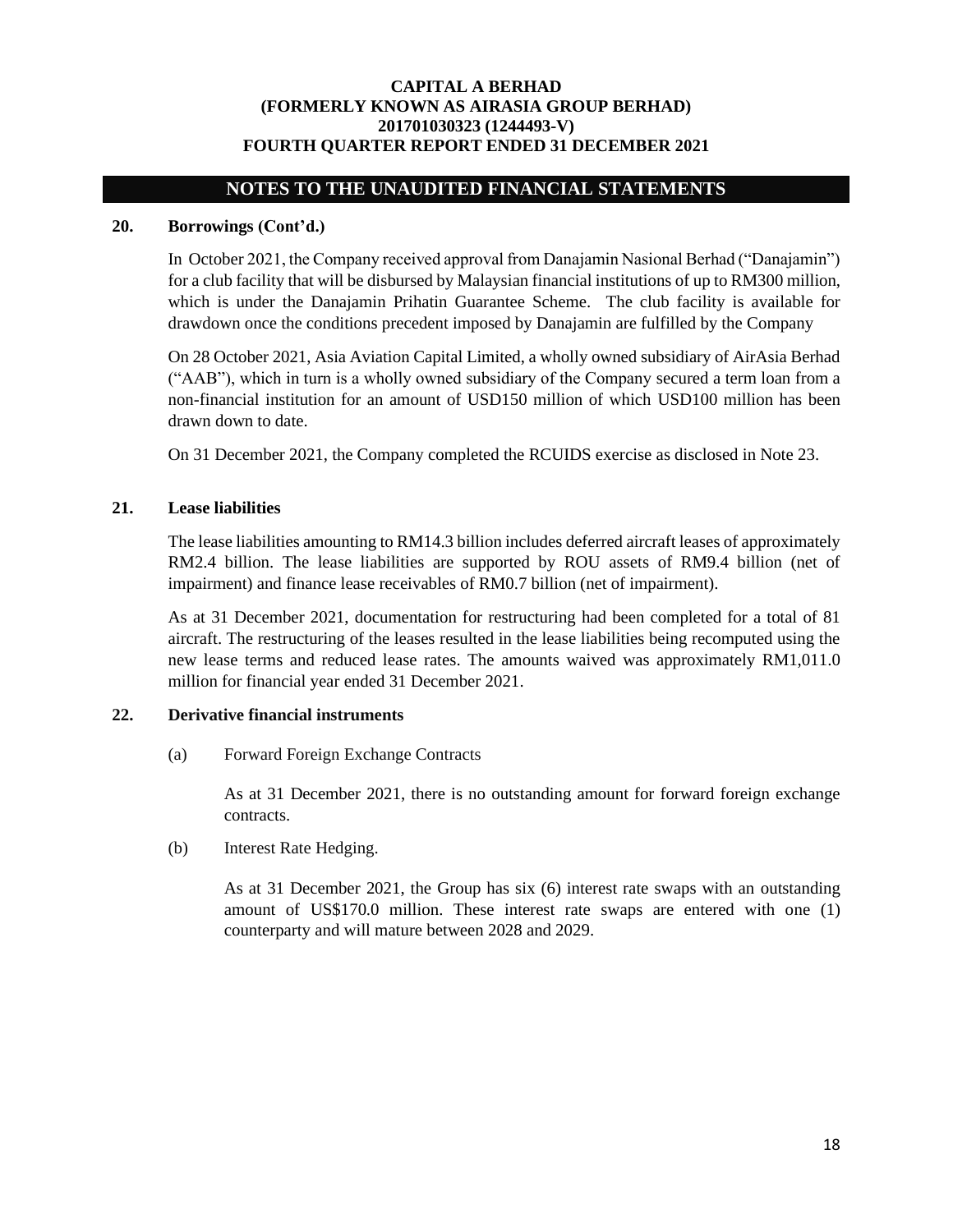## NOTES TO THE UNAUDITED FINANCIAL STATEMENTS

### 20. Borrowings (Cont'd.)

In October 2021, the Company received approval from Danajamin Nasional Berhad ("Danajamin") for a club facility that will be disbursed by Malaysian financial institutions of up to RM300 million, which is under the Danajamin Prihatin Guarantee Scheme. The club facility is available for drawdown once the conditions precedent imposed by Danajamin are fulfilled by the Company

On 28 October 2021, Asia Aviation Capital Limited, a wholly owned subsidiary of AirAsia Berhad ("AAB"), which in turn is a wholly owned subsidiary of the Company secured a term loan from a non-financial institution for an amount of USD150 million of which USD100 million has been drawn down to date.

On 31 December 2021, the Company completed the RCUIDS exercise as disclosed in Note 23.

### 21. Lease liabilities

The lease liabilities amounting to RM14.3 billion includes deferred aircraft leases of approximately RM2.4 billion. The lease liabilities are supported by ROU assets of RM9.4 billion (net of impairment) and finance lease receivables of RM0.7 billion (net of impairment).

As at 31 December 2021, documentation for restructuring had been completed for a total of 81 aircraft. The restructuring of the leases resulted in the lease liabilities being recomputed using the new lease terms and reduced lease rates. The amounts waived was approximately RM1,011.0 million for financial year ended 31 December 2021.

### 22. Derivative financial instruments

(a) Forward Foreign Exchange Contracts

As at 31 December 2021, there is no outstanding amount for forward foreign exchange contracts.

(b) Interest Rate Hedging.

As at 31 December 2021, the Group has six (6) interest rate swaps with an outstanding amount of US$170.0 million. These interest rate swaps are entered with one (1) counterparty and will mature between 2028 and 2029.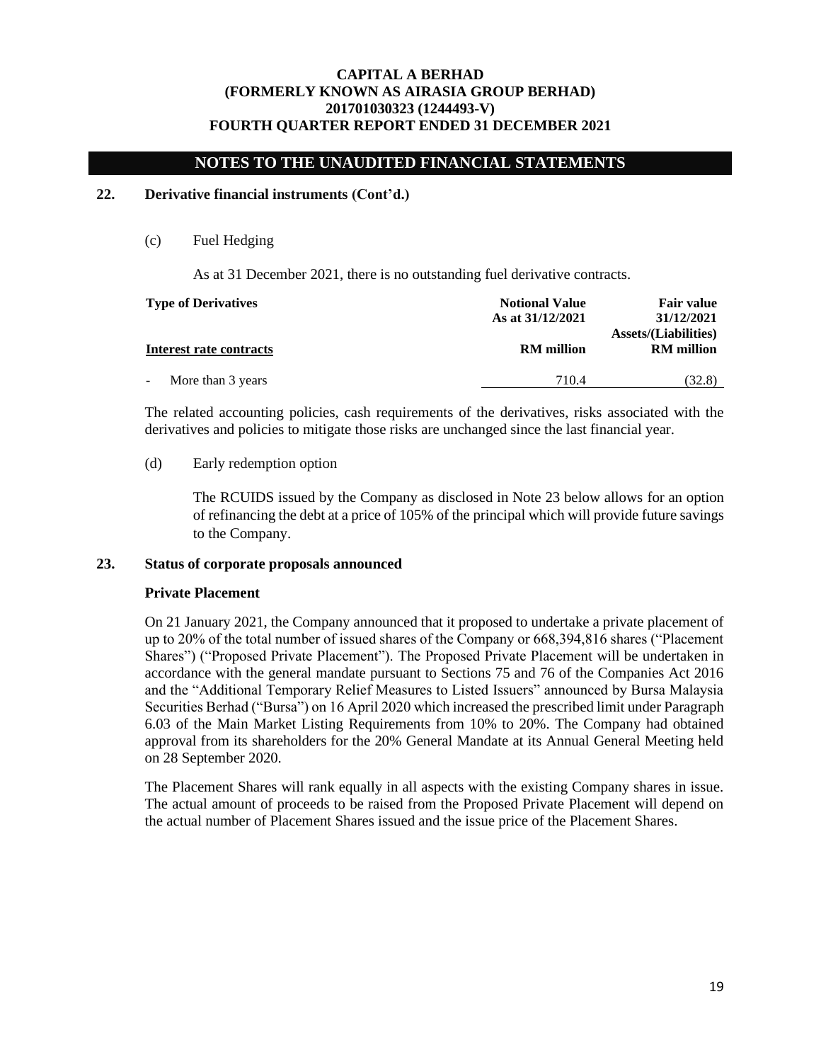## NOTES TO THE UNAUDITED FINANCIAL STATEMENTS

### 22. Derivative financial instruments (Cont'd.)

(c) Fuel Hedging

As at 31 December 2021, there is no outstanding fuel derivative contracts.

| Type of Derivatives | Notional Value As at 31/12/2021 | Fair value 31/12/2021 Assets/(Liabilities) |
|---|---|---|
| **Interest rate contracts** | **RM million** | **RM million** |
| - More than 3 years | 710.4 | (32.8) |

The related accounting policies, cash requirements of the derivatives, risks associated with the derivatives and policies to mitigate those risks are unchanged since the last financial year.

(d) Early redemption option

The RCUIDS issued by the Company as disclosed in Note 23 below allows for an option of refinancing the debt at a price of 105% of the principal which will provide future savings to the Company.

### 23. Status of corporate proposals announced

**Private Placement**

On 21 January 2021, the Company announced that it proposed to undertake a private placement of up to 20% of the total number of issued shares of the Company or 668,394,816 shares ("Placement Shares") ("Proposed Private Placement"). The Proposed Private Placement will be undertaken in accordance with the general mandate pursuant to Sections 75 and 76 of the Companies Act 2016 and the "Additional Temporary Relief Measures to Listed Issuers" announced by Bursa Malaysia Securities Berhad ("Bursa") on 16 April 2020 which increased the prescribed limit under Paragraph 6.03 of the Main Market Listing Requirements from 10% to 20%. The Company had obtained approval from its shareholders for the 20% General Mandate at its Annual General Meeting held on 28 September 2020.

The Placement Shares will rank equally in all aspects with the existing Company shares in issue. The actual amount of proceeds to be raised from the Proposed Private Placement will depend on the actual number of Placement Shares issued and the issue price of the Placement Shares.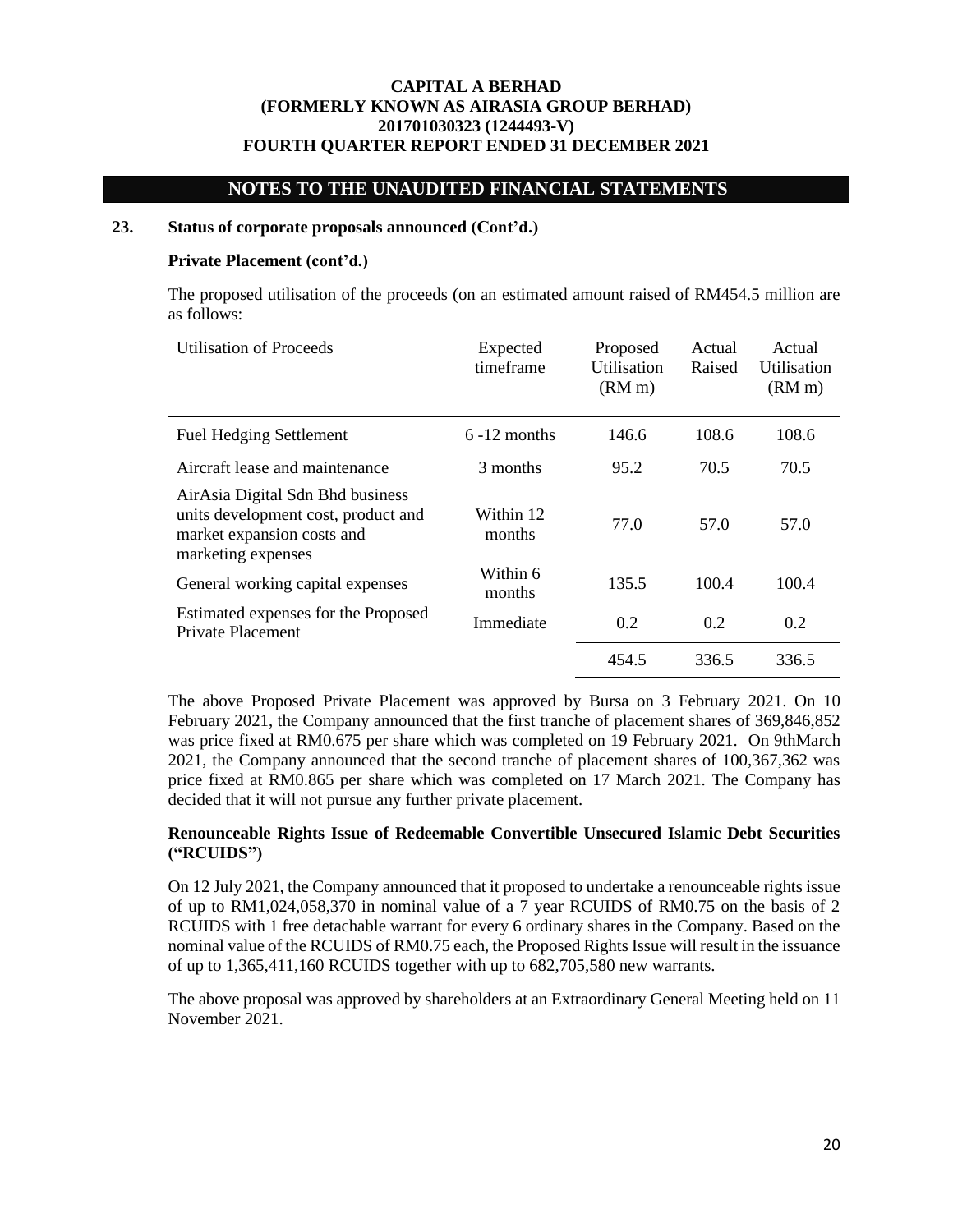## NOTES TO THE UNAUDITED FINANCIAL STATEMENTS

### 23. Status of corporate proposals announced (Cont'd.)

**Private Placement (cont'd.)**

The proposed utilisation of the proceeds (on an estimated amount raised of RM454.5 million are as follows:

| Utilisation of Proceeds | Expected timeframe | Proposed Utilisation (RM m) | Actual Raised | Actual Utilisation (RM m) |
|---|---|---|---|---|
| Fuel Hedging Settlement | 6 -12 months | 146.6 | 108.6 | 108.6 |
| Aircraft lease and maintenance | 3 months | 95.2 | 70.5 | 70.5 |
| AirAsia Digital Sdn Bhd business units development cost, product and market expansion costs and marketing expenses | Within 12 months | 77.0 | 57.0 | 57.0 |
| General working capital expenses | Within 6 months | 135.5 | 100.4 | 100.4 |
| Estimated expenses for the Proposed Private Placement | Immediate | 0.2 | 0.2 | 0.2 |
| | | 454.5 | 336.5 | 336.5 |

The above Proposed Private Placement was approved by Bursa on 3 February 2021. On 10 February 2021, the Company announced that the first tranche of placement shares of 369,846,852 was price fixed at RM0.675 per share which was completed on 19 February 2021. On 9thMarch 2021, the Company announced that the second tranche of placement shares of 100,367,362 was price fixed at RM0.865 per share which was completed on 17 March 2021. The Company has decided that it will not pursue any further private placement.

**Renounceable Rights Issue of Redeemable Convertible Unsecured Islamic Debt Securities ("RCUIDS")**

On 12 July 2021, the Company announced that it proposed to undertake a renounceable rights issue of up to RM1,024,058,370 in nominal value of a 7 year RCUIDS of RM0.75 on the basis of 2 RCUIDS with 1 free detachable warrant for every 6 ordinary shares in the Company. Based on the nominal value of the RCUIDS of RM0.75 each, the Proposed Rights Issue will result in the issuance of up to 1,365,411,160 RCUIDS together with up to 682,705,580 new warrants.

The above proposal was approved by shareholders at an Extraordinary General Meeting held on 11 November 2021.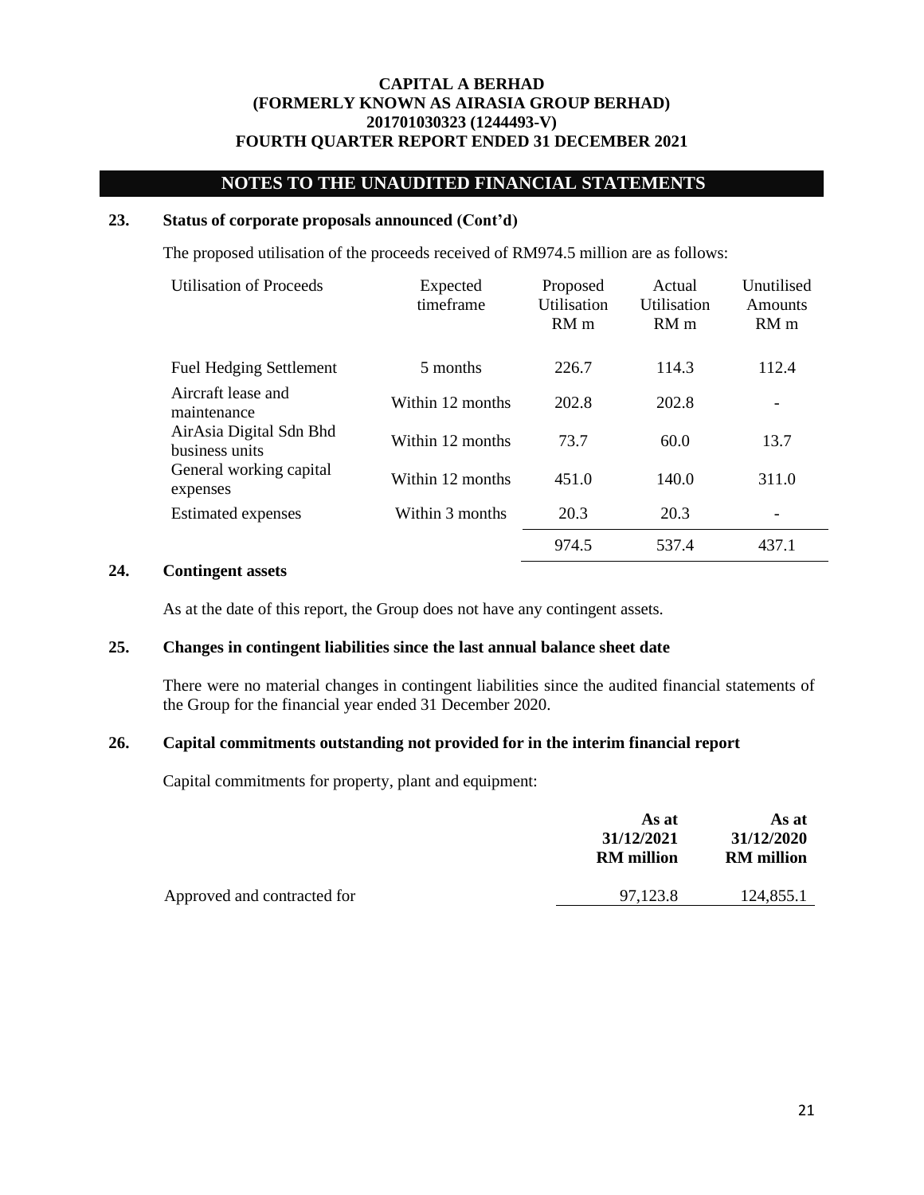## NOTES TO THE UNAUDITED FINANCIAL STATEMENTS

### 23. Status of corporate proposals announced (Cont'd)

The proposed utilisation of the proceeds received of RM974.5 million are as follows:

| Utilisation of Proceeds | Expected timeframe | Proposed Utilisation RM m | Actual Utilisation RM m | Unutilised Amounts RM m |
|---|---|---|---|---|
| Fuel Hedging Settlement | 5 months | 226.7 | 114.3 | 112.4 |
| Aircraft lease and maintenance | Within 12 months | 202.8 | 202.8 | - |
| AirAsia Digital Sdn Bhd business units | Within 12 months | 73.7 | 60.0 | 13.7 |
| General working capital expenses | Within 12 months | 451.0 | 140.0 | 311.0 |
| Estimated expenses | Within 3 months | 20.3 | 20.3 | - |
| | | 974.5 | 537.4 | 437.1 |

### 24. Contingent assets

As at the date of this report, the Group does not have any contingent assets.

### 25. Changes in contingent liabilities since the last annual balance sheet date

There were no material changes in contingent liabilities since the audited financial statements of the Group for the financial year ended 31 December 2020.

### 26. Capital commitments outstanding not provided for in the interim financial report

Capital commitments for property, plant and equipment:

| | As at 31/12/2021 RM million | As at 31/12/2020 RM million |
|---|---|---|
| Approved and contracted for | 97,123.8 | 124,855.1 |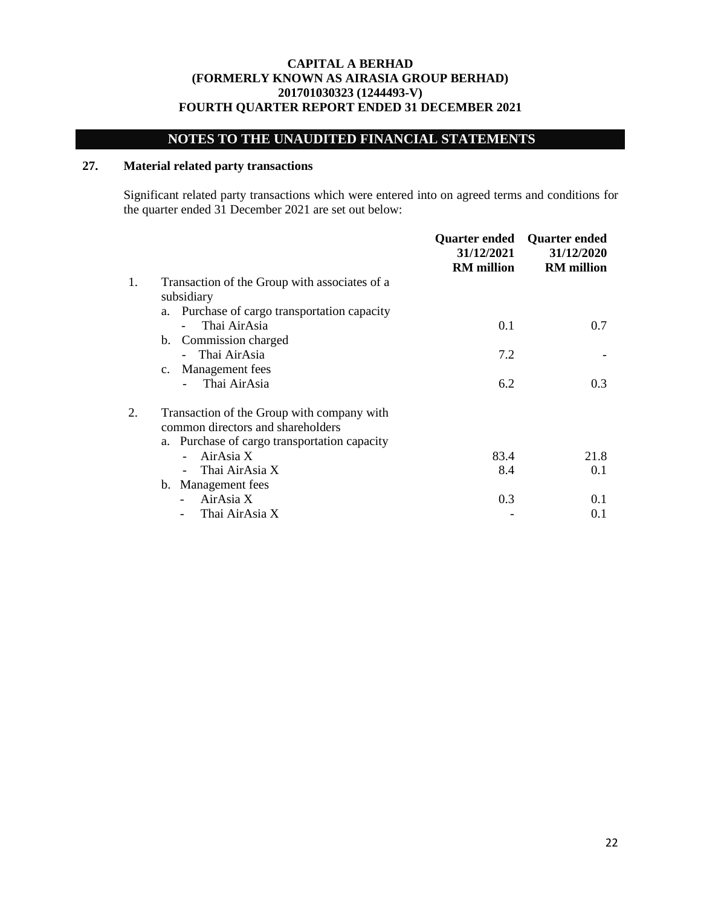**CAPITAL A BERHAD**
**(FORMERLY KNOWN AS AIRASIA GROUP BERHAD)**
**201701030323 (1244493-V)**
**FOURTH QUARTER REPORT ENDED 31 DECEMBER 2021**

## NOTES TO THE UNAUDITED FINANCIAL STATEMENTS

### 27. Material related party transactions

Significant related party transactions which were entered into on agreed terms and conditions for the quarter ended 31 December 2021 are set out below:

| | | Quarter ended 31/12/2021 RM million | Quarter ended 31/12/2020 RM million |
|---|---|---|---|
| 1. | Transaction of the Group with associates of a subsidiary | | |
| | a. Purchase of cargo transportation capacity | | |
| | - Thai AirAsia | 0.1 | 0.7 |
| | b. Commission charged | | |
| | - Thai AirAsia | 7.2 | - |
| | c. Management fees | | |
| | - Thai AirAsia | 6.2 | 0.3 |
| 2. | Transaction of the Group with company with common directors and shareholders | | |
| | a. Purchase of cargo transportation capacity | | |
| | - AirAsia X | 83.4 | 21.8 |
| | - Thai AirAsia X | 8.4 | 0.1 |
| | b. Management fees | | |
| | - AirAsia X | 0.3 | 0.1 |
| | - Thai AirAsia X | - | 0.1 |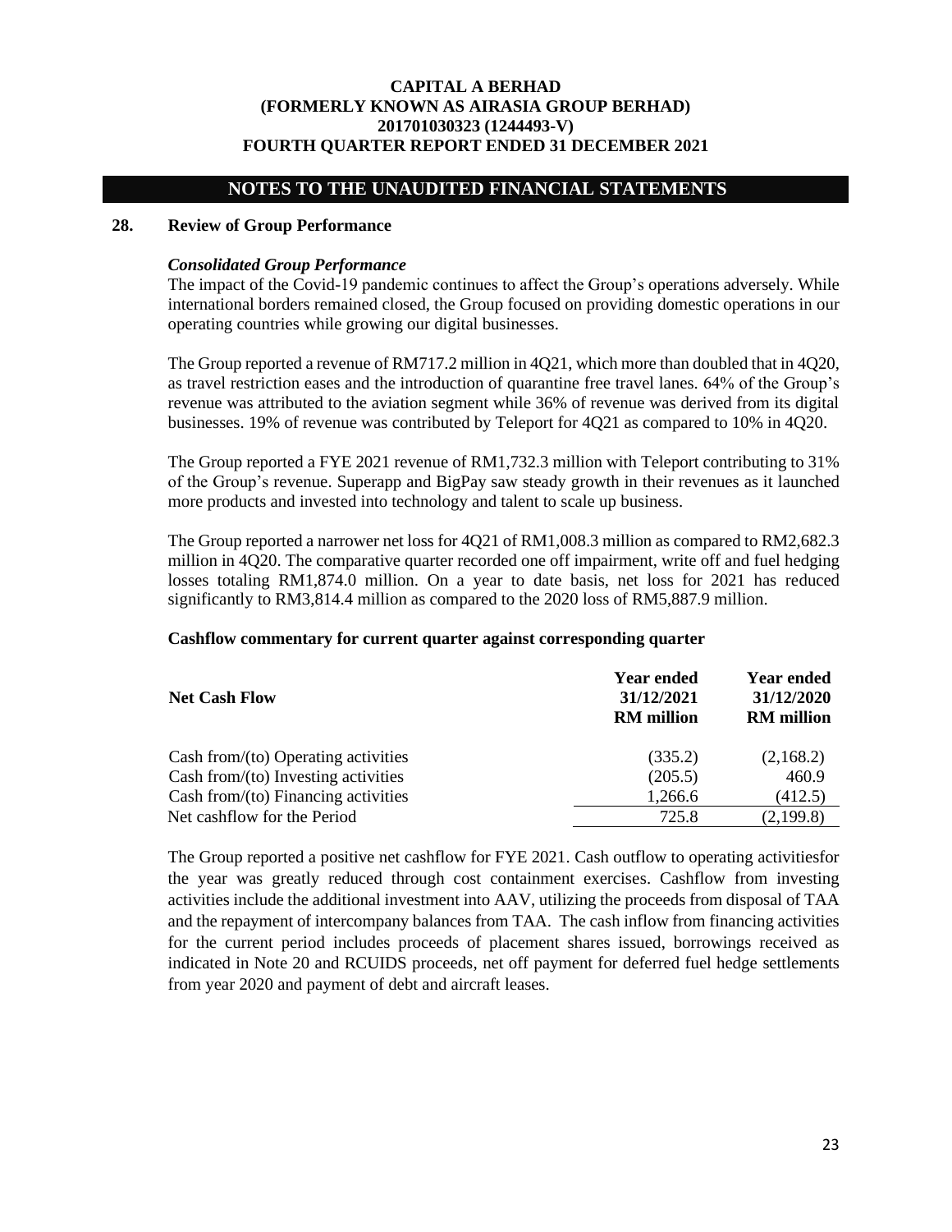## NOTES TO THE UNAUDITED FINANCIAL STATEMENTS

### 28. Review of Group Performance

***Consolidated Group Performance***

The impact of the Covid-19 pandemic continues to affect the Group's operations adversely. While international borders remained closed, the Group focused on providing domestic operations in our operating countries while growing our digital businesses.

The Group reported a revenue of RM717.2 million in 4Q21, which more than doubled that in 4Q20, as travel restriction eases and the introduction of quarantine free travel lanes. 64% of the Group's revenue was attributed to the aviation segment while 36% of revenue was derived from its digital businesses. 19% of revenue was contributed by Teleport for 4Q21 as compared to 10% in 4Q20.

The Group reported a FYE 2021 revenue of RM1,732.3 million with Teleport contributing to 31% of the Group's revenue. Superapp and BigPay saw steady growth in their revenues as it launched more products and invested into technology and talent to scale up business.

The Group reported a narrower net loss for 4Q21 of RM1,008.3 million as compared to RM2,682.3 million in 4Q20. The comparative quarter recorded one off impairment, write off and fuel hedging losses totaling RM1,874.0 million. On a year to date basis, net loss for 2021 has reduced significantly to RM3,814.4 million as compared to the 2020 loss of RM5,887.9 million.

**Cashflow commentary for current quarter against corresponding quarter**

| Net Cash Flow | Year ended 31/12/2021 RM million | Year ended 31/12/2020 RM million |
|---|---|---|
| Cash from/(to) Operating activities | (335.2) | (2,168.2) |
| Cash from/(to) Investing activities | (205.5) | 460.9 |
| Cash from/(to) Financing activities | 1,266.6 | (412.5) |
| Net cashflow for the Period | 725.8 | (2,199.8) |

The Group reported a positive net cashflow for FYE 2021. Cash outflow to operating activitiesfor the year was greatly reduced through cost containment exercises. Cashflow from investing activities include the additional investment into AAV, utilizing the proceeds from disposal of TAA and the repayment of intercompany balances from TAA. The cash inflow from financing activities for the current period includes proceeds of placement shares issued, borrowings received as indicated in Note 20 and RCUIDS proceeds, net off payment for deferred fuel hedge settlements from year 2020 and payment of debt and aircraft leases.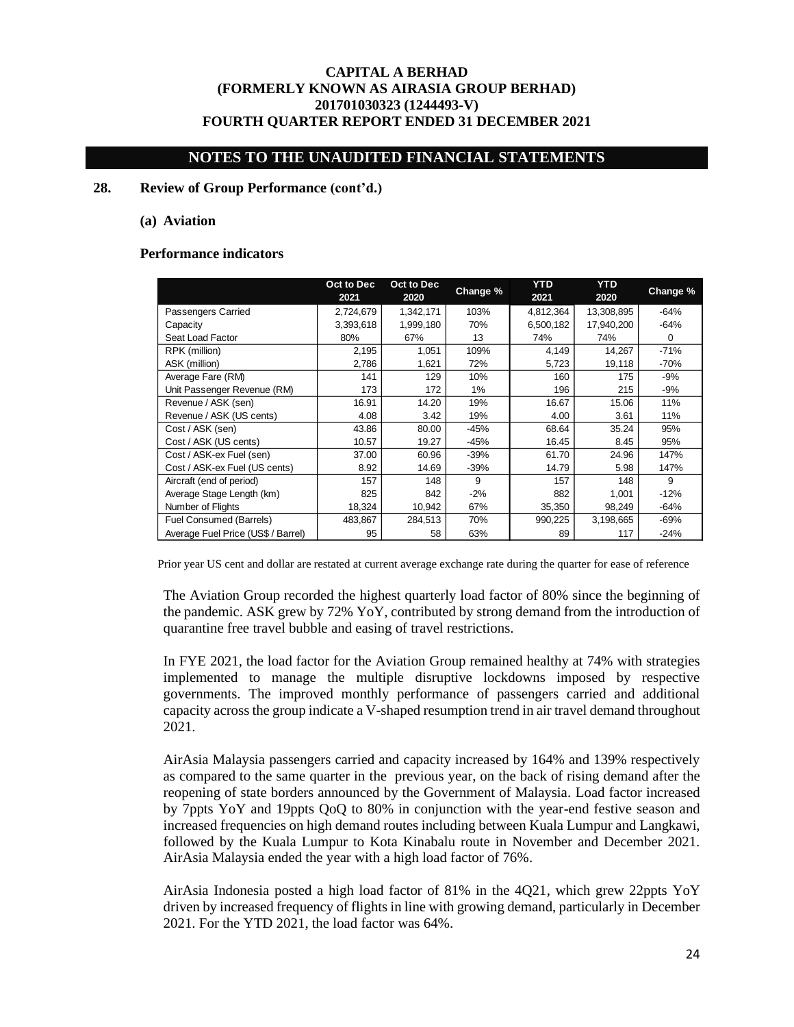**CAPITAL A BERHAD**
**(FORMERLY KNOWN AS AIRASIA GROUP BERHAD)**
**201701030323 (1244493-V)**
**FOURTH QUARTER REPORT ENDED 31 DECEMBER 2021**

## NOTES TO THE UNAUDITED FINANCIAL STATEMENTS

### 28. Review of Group Performance (cont'd.)

#### (a) Aviation

**Performance indicators**

| | Oct to Dec 2021 | Oct to Dec 2020 | Change % | YTD 2021 | YTD 2020 | Change % |
|---|---|---|---|---|---|---|
| Passengers Carried | 2,724,679 | 1,342,171 | 103% | 4,812,364 | 13,308,895 | -64% |
| Capacity | 3,393,618 | 1,999,180 | 70% | 6,500,182 | 17,940,200 | -64% |
| Seat Load Factor | 80% | 67% | 13 | 74% | 74% | 0 |
| RPK (million) | 2,195 | 1,051 | 109% | 4,149 | 14,267 | -71% |
| ASK (million) | 2,786 | 1,621 | 72% | 5,723 | 19,118 | -70% |
| Average Fare (RM) | 141 | 129 | 10% | 160 | 175 | -9% |
| Unit Passenger Revenue (RM) | 173 | 172 | 1% | 196 | 215 | -9% |
| Revenue / ASK (sen) | 16.91 | 14.20 | 19% | 16.67 | 15.06 | 11% |
| Revenue / ASK (US cents) | 4.08 | 3.42 | 19% | 4.00 | 3.61 | 11% |
| Cost / ASK (sen) | 43.86 | 80.00 | -45% | 68.64 | 35.24 | 95% |
| Cost / ASK (US cents) | 10.57 | 19.27 | -45% | 16.45 | 8.45 | 95% |
| Cost / ASK-ex Fuel (sen) | 37.00 | 60.96 | -39% | 61.70 | 24.96 | 147% |
| Cost / ASK-ex Fuel (US cents) | 8.92 | 14.69 | -39% | 14.79 | 5.98 | 147% |
| Aircraft (end of period) | 157 | 148 | 9 | 157 | 148 | 9 |
| Average Stage Length (km) | 825 | 842 | -2% | 882 | 1,001 | -12% |
| Number of Flights | 18,324 | 10,942 | 67% | 35,350 | 98,249 | -64% |
| Fuel Consumed (Barrels) | 483,867 | 284,513 | 70% | 990,225 | 3,198,665 | -69% |
| Average Fuel Price (US$ / Barrel) | 95 | 58 | 63% | 89 | 117 | -24% |

Prior year US cent and dollar are restated at current average exchange rate during the quarter for ease of reference

The Aviation Group recorded the highest quarterly load factor of 80% since the beginning of the pandemic. ASK grew by 72% YoY, contributed by strong demand from the introduction of quarantine free travel bubble and easing of travel restrictions.

In FYE 2021, the load factor for the Aviation Group remained healthy at 74% with strategies implemented to manage the multiple disruptive lockdowns imposed by respective governments. The improved monthly performance of passengers carried and additional capacity across the group indicate a V-shaped resumption trend in air travel demand throughout 2021.

AirAsia Malaysia passengers carried and capacity increased by 164% and 139% respectively as compared to the same quarter in the previous year, on the back of rising demand after the reopening of state borders announced by the Government of Malaysia. Load factor increased by 7ppts YoY and 19ppts QoQ to 80% in conjunction with the year-end festive season and increased frequencies on high demand routes including between Kuala Lumpur and Langkawi, followed by the Kuala Lumpur to Kota Kinabalu route in November and December 2021. AirAsia Malaysia ended the year with a high load factor of 76%.

AirAsia Indonesia posted a high load factor of 81% in the 4Q21, which grew 22ppts YoY driven by increased frequency of flights in line with growing demand, particularly in December 2021. For the YTD 2021, the load factor was 64%.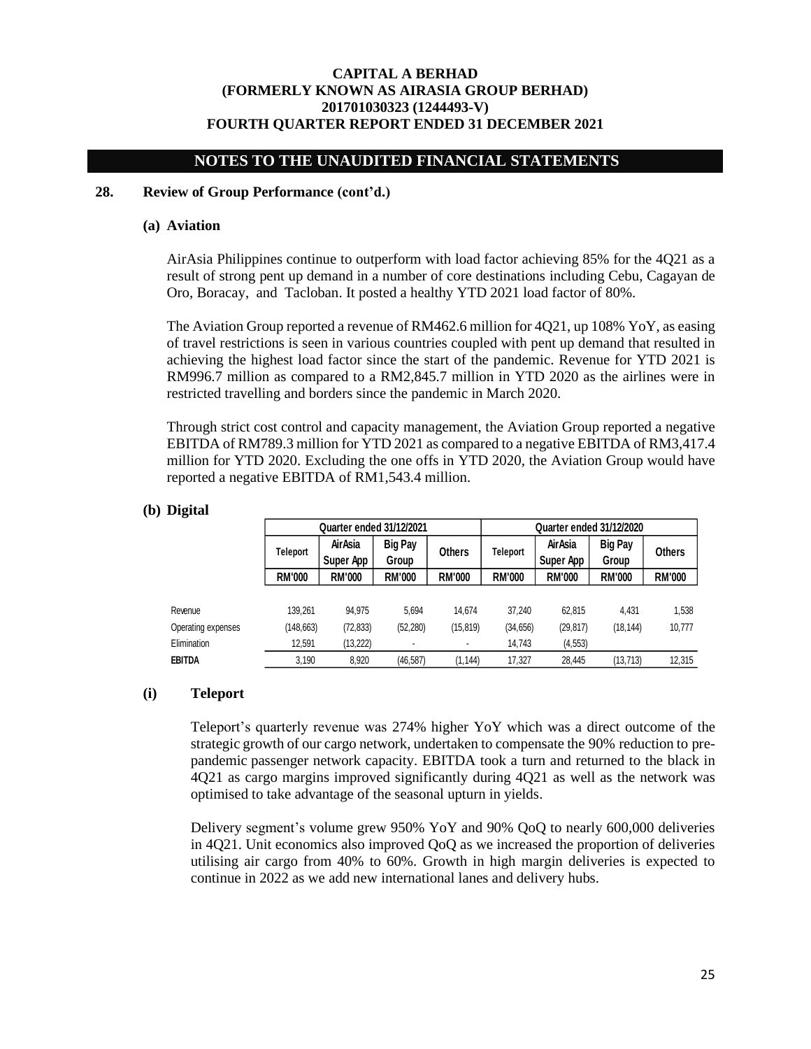## NOTES TO THE UNAUDITED FINANCIAL STATEMENTS

### 28. Review of Group Performance (cont'd.)

#### (a) Aviation

AirAsia Philippines continue to outperform with load factor achieving 85% for the 4Q21 as a result of strong pent up demand in a number of core destinations including Cebu, Cagayan de Oro, Boracay, and Tacloban. It posted a healthy YTD 2021 load factor of 80%.

The Aviation Group reported a revenue of RM462.6 million for 4Q21, up 108% YoY, as easing of travel restrictions is seen in various countries coupled with pent up demand that resulted in achieving the highest load factor since the start of the pandemic. Revenue for YTD 2021 is RM996.7 million as compared to a RM2,845.7 million in YTD 2020 as the airlines were in restricted travelling and borders since the pandemic in March 2020.

Through strict cost control and capacity management, the Aviation Group reported a negative EBITDA of RM789.3 million for YTD 2021 as compared to a negative EBITDA of RM3,417.4 million for YTD 2020. Excluding the one offs in YTD 2020, the Aviation Group would have reported a negative EBITDA of RM1,543.4 million.

#### (b) Digital

| | Quarter ended 31/12/2021 | | | | Quarter ended 31/12/2020 | | | |
|---|---|---|---|---|---|---|---|---|
| | Teleport | AirAsia Super App | Big Pay Group | Others | Teleport | AirAsia Super App | Big Pay Group | Others |
| | RM'000 | RM'000 | RM'000 | RM'000 | RM'000 | RM'000 | RM'000 | RM'000 |
| Revenue | 139,261 | 94,975 | 5,694 | 14,674 | 37,240 | 62,815 | 4,431 | 1,538 |
| Operating expenses | (148,663) | (72,833) | (52,280) | (15,819) | (34,656) | (29,817) | (18,144) | 10,777 |
| Elimination | 12,591 | (13,222) | - | - | 14,743 | (4,553) | | |
| **EBITDA** | 3,190 | 8,920 | (46,587) | (1,144) | 17,327 | 28,445 | (13,713) | 12,315 |

#### (i) Teleport

Teleport's quarterly revenue was 274% higher YoY which was a direct outcome of the strategic growth of our cargo network, undertaken to compensate the 90% reduction to pre-pandemic passenger network capacity. EBITDA took a turn and returned to the black in 4Q21 as cargo margins improved significantly during 4Q21 as well as the network was optimised to take advantage of the seasonal upturn in yields.

Delivery segment's volume grew 950% YoY and 90% QoQ to nearly 600,000 deliveries in 4Q21. Unit economics also improved QoQ as we increased the proportion of deliveries utilising air cargo from 40% to 60%. Growth in high margin deliveries is expected to continue in 2022 as we add new international lanes and delivery hubs.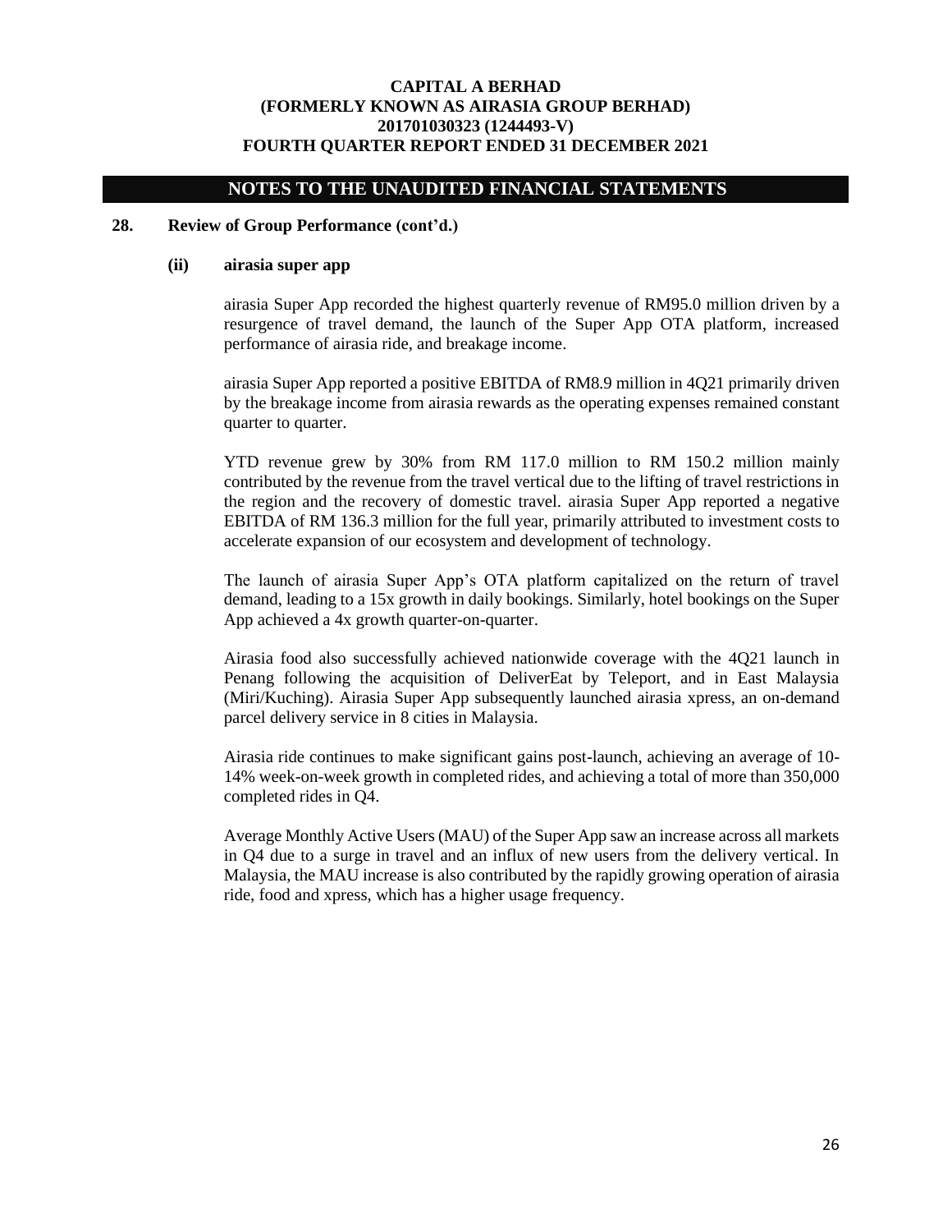## NOTES TO THE UNAUDITED FINANCIAL STATEMENTS

### 28. Review of Group Performance (cont'd.)

#### (ii) airasia super app

airasia Super App recorded the highest quarterly revenue of RM95.0 million driven by a resurgence of travel demand, the launch of the Super App OTA platform, increased performance of airasia ride, and breakage income.

airasia Super App reported a positive EBITDA of RM8.9 million in 4Q21 primarily driven by the breakage income from airasia rewards as the operating expenses remained constant quarter to quarter.

YTD revenue grew by 30% from RM 117.0 million to RM 150.2 million mainly contributed by the revenue from the travel vertical due to the lifting of travel restrictions in the region and the recovery of domestic travel. airasia Super App reported a negative EBITDA of RM 136.3 million for the full year, primarily attributed to investment costs to accelerate expansion of our ecosystem and development of technology.

The launch of airasia Super App's OTA platform capitalized on the return of travel demand, leading to a 15x growth in daily bookings. Similarly, hotel bookings on the Super App achieved a 4x growth quarter-on-quarter.

Airasia food also successfully achieved nationwide coverage with the 4Q21 launch in Penang following the acquisition of DeliverEat by Teleport, and in East Malaysia (Miri/Kuching). Airasia Super App subsequently launched airasia xpress, an on-demand parcel delivery service in 8 cities in Malaysia.

Airasia ride continues to make significant gains post-launch, achieving an average of 10-14% week-on-week growth in completed rides, and achieving a total of more than 350,000 completed rides in Q4.

Average Monthly Active Users (MAU) of the Super App saw an increase across all markets in Q4 due to a surge in travel and an influx of new users from the delivery vertical. In Malaysia, the MAU increase is also contributed by the rapidly growing operation of airasia ride, food and xpress, which has a higher usage frequency.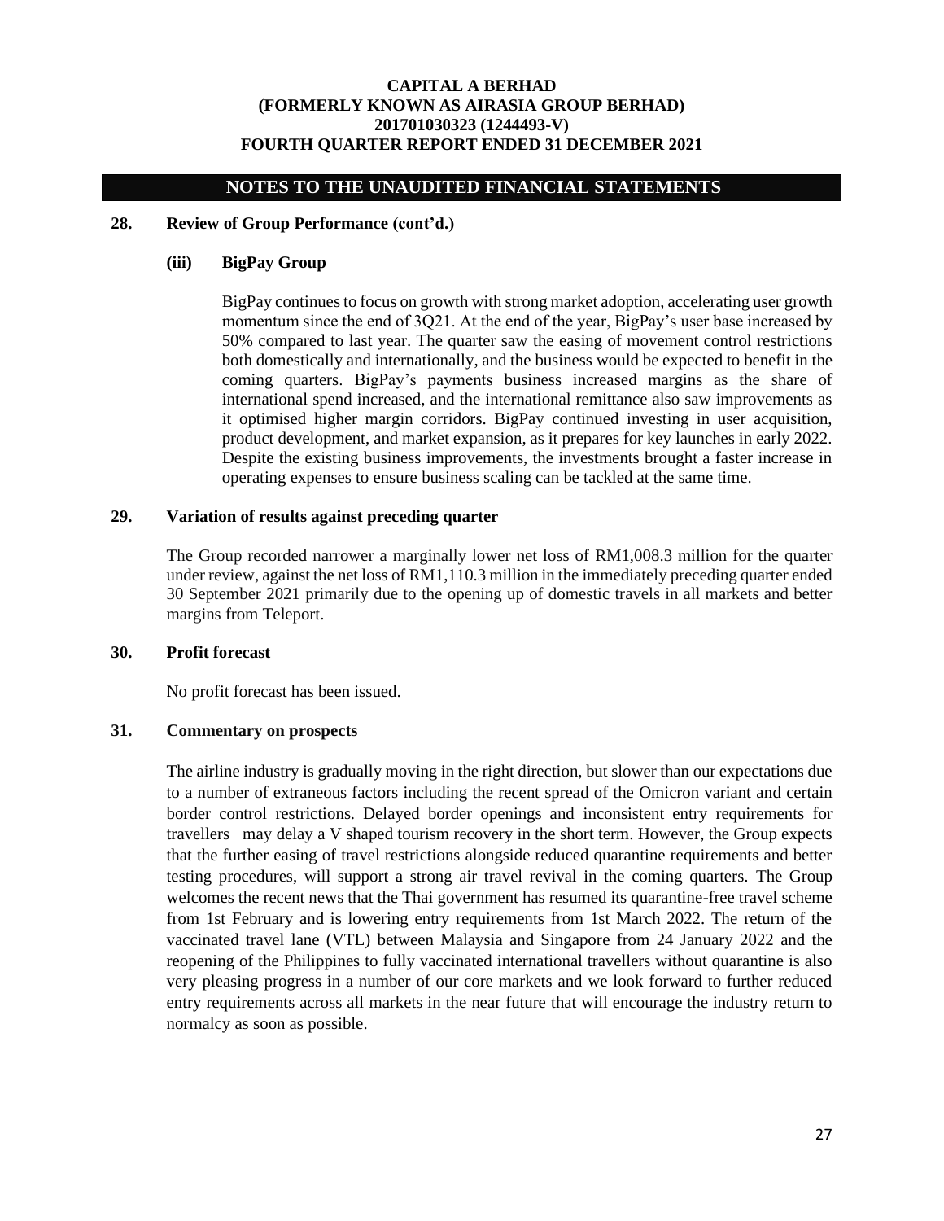## NOTES TO THE UNAUDITED FINANCIAL STATEMENTS

### 28. Review of Group Performance (cont'd.)

#### (iii) BigPay Group

BigPay continues to focus on growth with strong market adoption, accelerating user growth momentum since the end of 3Q21. At the end of the year, BigPay's user base increased by 50% compared to last year. The quarter saw the easing of movement control restrictions both domestically and internationally, and the business would be expected to benefit in the coming quarters. BigPay's payments business increased margins as the share of international spend increased, and the international remittance also saw improvements as it optimised higher margin corridors. BigPay continued investing in user acquisition, product development, and market expansion, as it prepares for key launches in early 2022. Despite the existing business improvements, the investments brought a faster increase in operating expenses to ensure business scaling can be tackled at the same time.

### 29. Variation of results against preceding quarter

The Group recorded narrower a marginally lower net loss of RM1,008.3 million for the quarter under review, against the net loss of RM1,110.3 million in the immediately preceding quarter ended 30 September 2021 primarily due to the opening up of domestic travels in all markets and better margins from Teleport.

### 30. Profit forecast

No profit forecast has been issued.

### 31. Commentary on prospects

The airline industry is gradually moving in the right direction, but slower than our expectations due to a number of extraneous factors including the recent spread of the Omicron variant and certain border control restrictions. Delayed border openings and inconsistent entry requirements for travellers may delay a V shaped tourism recovery in the short term. However, the Group expects that the further easing of travel restrictions alongside reduced quarantine requirements and better testing procedures, will support a strong air travel revival in the coming quarters. The Group welcomes the recent news that the Thai government has resumed its quarantine-free travel scheme from 1st February and is lowering entry requirements from 1st March 2022. The return of the vaccinated travel lane (VTL) between Malaysia and Singapore from 24 January 2022 and the reopening of the Philippines to fully vaccinated international travellers without quarantine is also very pleasing progress in a number of our core markets and we look forward to further reduced entry requirements across all markets in the near future that will encourage the industry return to normalcy as soon as possible.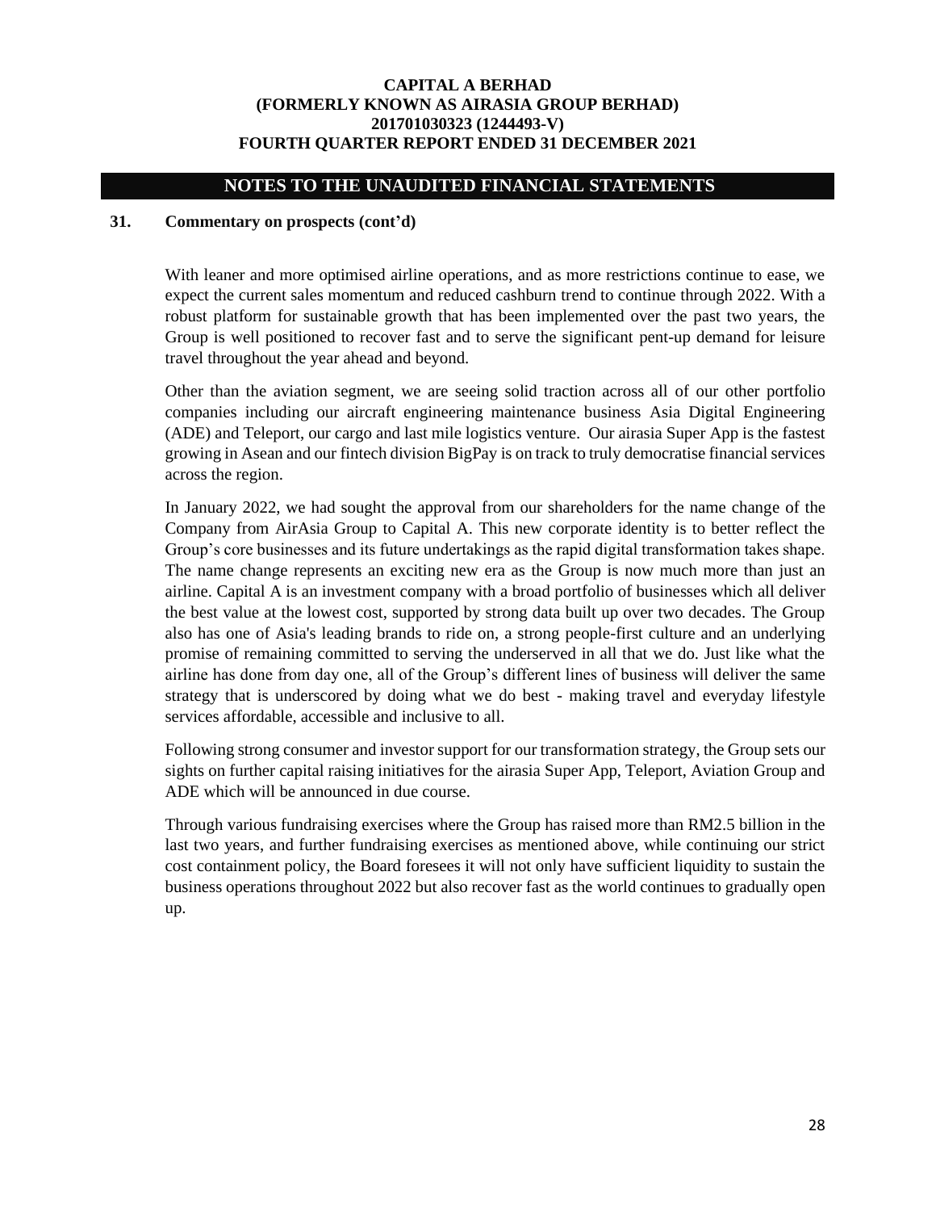## NOTES TO THE UNAUDITED FINANCIAL STATEMENTS

### 31. Commentary on prospects (cont'd)

With leaner and more optimised airline operations, and as more restrictions continue to ease, we expect the current sales momentum and reduced cashburn trend to continue through 2022. With a robust platform for sustainable growth that has been implemented over the past two years, the Group is well positioned to recover fast and to serve the significant pent-up demand for leisure travel throughout the year ahead and beyond.

Other than the aviation segment, we are seeing solid traction across all of our other portfolio companies including our aircraft engineering maintenance business Asia Digital Engineering (ADE) and Teleport, our cargo and last mile logistics venture. Our airasia Super App is the fastest growing in Asean and our fintech division BigPay is on track to truly democratise financial services across the region.

In January 2022, we had sought the approval from our shareholders for the name change of the Company from AirAsia Group to Capital A. This new corporate identity is to better reflect the Group's core businesses and its future undertakings as the rapid digital transformation takes shape. The name change represents an exciting new era as the Group is now much more than just an airline. Capital A is an investment company with a broad portfolio of businesses which all deliver the best value at the lowest cost, supported by strong data built up over two decades. The Group also has one of Asia's leading brands to ride on, a strong people-first culture and an underlying promise of remaining committed to serving the underserved in all that we do. Just like what the airline has done from day one, all of the Group's different lines of business will deliver the same strategy that is underscored by doing what we do best - making travel and everyday lifestyle services affordable, accessible and inclusive to all.

Following strong consumer and investor support for our transformation strategy, the Group sets our sights on further capital raising initiatives for the airasia Super App, Teleport, Aviation Group and ADE which will be announced in due course.

Through various fundraising exercises where the Group has raised more than RM2.5 billion in the last two years, and further fundraising exercises as mentioned above, while continuing our strict cost containment policy, the Board foresees it will not only have sufficient liquidity to sustain the business operations throughout 2022 but also recover fast as the world continues to gradually open up.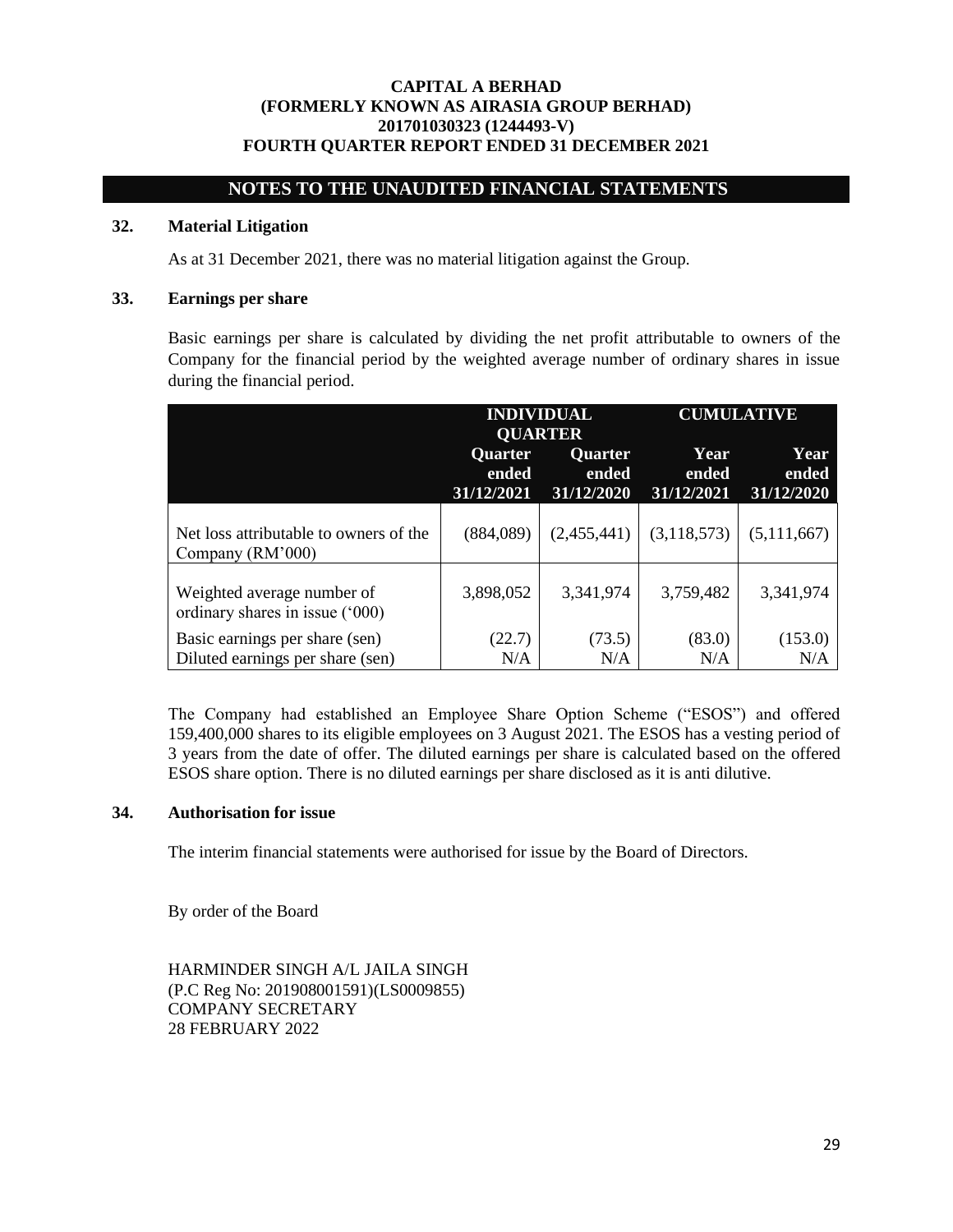**CAPITAL A BERHAD**
**(FORMERLY KNOWN AS AIRASIA GROUP BERHAD)**
**201701030323 (1244493-V)**
**FOURTH QUARTER REPORT ENDED 31 DECEMBER 2021**

## NOTES TO THE UNAUDITED FINANCIAL STATEMENTS

### 32. Material Litigation

As at 31 December 2021, there was no material litigation against the Group.

### 33. Earnings per share

Basic earnings per share is calculated by dividing the net profit attributable to owners of the Company for the financial period by the weighted average number of ordinary shares in issue during the financial period.

| | INDIVIDUAL QUARTER | | CUMULATIVE | |
|---|---|---|---|---|
| | Quarter ended 31/12/2021 | Quarter ended 31/12/2020 | Year ended 31/12/2021 | Year ended 31/12/2020 |
| Net loss attributable to owners of the Company (RM'000) | (884,089) | (2,455,441) | (3,118,573) | (5,111,667) |
| Weighted average number of ordinary shares in issue ('000) | 3,898,052 | 3,341,974 | 3,759,482 | 3,341,974 |
| Basic earnings per share (sen) | (22.7) | (73.5) | (83.0) | (153.0) |
| Diluted earnings per share (sen) | N/A | N/A | N/A | N/A |

The Company had established an Employee Share Option Scheme ("ESOS") and offered 159,400,000 shares to its eligible employees on 3 August 2021. The ESOS has a vesting period of 3 years from the date of offer. The diluted earnings per share is calculated based on the offered ESOS share option. There is no diluted earnings per share disclosed as it is anti dilutive.

### 34. Authorisation for issue

The interim financial statements were authorised for issue by the Board of Directors.

By order of the Board

HARMINDER SINGH A/L JAILA SINGH
(P.C Reg No: 201908001591)(LS0009855)
COMPANY SECRETARY
28 FEBRUARY 2022